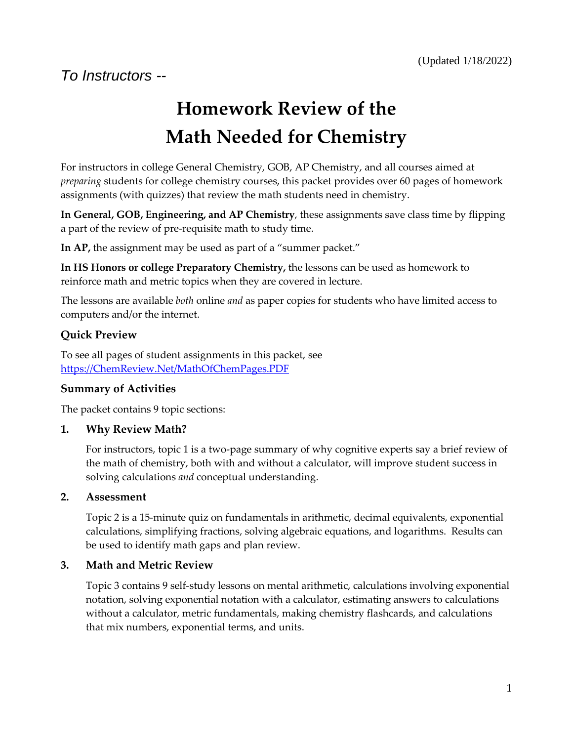(Updated 1/18/2022)

*To Instructors --*

# Homework Review of the Math Needed for Chemistry

For instructors in college General Chemistry, GOB, AP Chemistry, and all courses aimed at *preparing* students for college chemistry courses, this packet provides over 60 pages of homework assignments (with quizzes) that review the math students need in chemistry.

**In General, GOB, Engineering, and AP Chemistry**, these assignments save class time by flipping a part of the review of pre-requisite math to study time.

**In AP,** the assignment may be used as part of a "summer packet."

**In HS Honors or college Preparatory Chemistry,** the lessons can be used as homework to reinforce math and metric topics when they are covered in lecture.

The lessons are available *both* online *and* as paper copies for students who have limited access to computers and/or the internet.

### Quick Preview

To see all pages of student assignments in this packet, see [https://ChemReview.Net/MathOfChemPages.PDF](https://ChemReview.Net/MathOfChemPages.PDF)

### Summary of Activities

The packet contains 9 topic sections:

**1. Why Review Math?**

For instructors, topic 1 is a two-page summary of why cognitive experts say a brief review of the math of chemistry, both with and without a calculator, will improve student success in solving calculations *and* conceptual understanding.

**2. Assessment**

Topic 2 is a 15-minute quiz on fundamentals in arithmetic, decimal equivalents, exponential calculations, simplifying fractions, solving algebraic equations, and logarithms. Results can be used to identify math gaps and plan review.

**3. Math and Metric Review**

Topic 3 contains 9 self-study lessons on mental arithmetic, calculations involving exponential notation, solving exponential notation with a calculator, estimating answers to calculations without a calculator, metric fundamentals, making chemistry flashcards, and calculations that mix numbers, exponential terms, and units.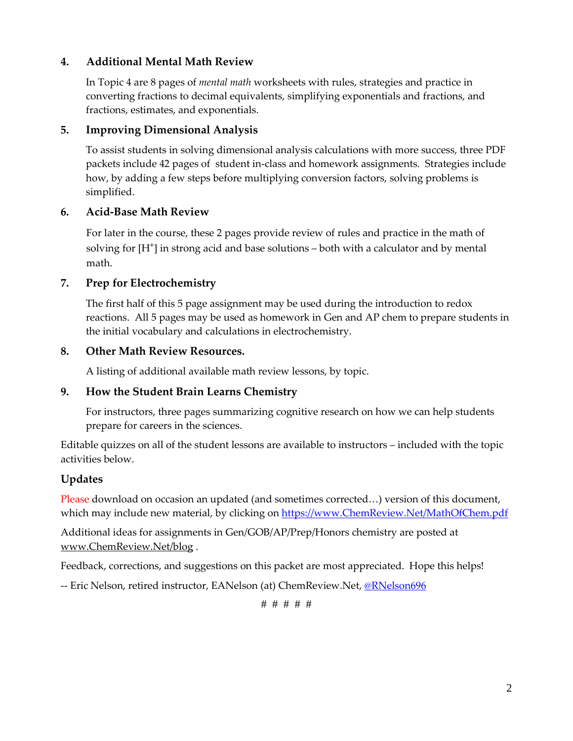### 4. Additional Mental Math Review

In Topic 4 are 8 pages of *mental math* worksheets with rules, strategies and practice in converting fractions to decimal equivalents, simplifying exponentials and fractions, and fractions, estimates, and exponentials.

### 5. Improving Dimensional Analysis

To assist students in solving dimensional analysis calculations with more success, three PDF packets include 42 pages of student in-class and homework assignments. Strategies include how, by adding a few steps before multiplying conversion factors, solving problems is simplified.

### 6. Acid-Base Math Review

For later in the course, these 2 pages provide review of rules and practice in the math of solving for $[H^+]$ in strong acid and base solutions – both with a calculator and by mental math.

### 7. Prep for Electrochemistry

The first half of this 5 page assignment may be used during the introduction to redox reactions. All 5 pages may be used as homework in Gen and AP chem to prepare students in the initial vocabulary and calculations in electrochemistry.

### 8. Other Math Review Resources.

A listing of additional available math review lessons, by topic.

### 9. How the Student Brain Learns Chemistry

For instructors, three pages summarizing cognitive research on how we can help students prepare for careers in the sciences.

Editable quizzes on all of the student lessons are available to instructors – included with the topic activities below.

## Updates

Please download on occasion an updated (and sometimes corrected…) version of this document, which may include new material, by clicking on https://www.ChemReview.Net/MathOfChem.pdf

Additional ideas for assignments in Gen/GOB/AP/Prep/Honors chemistry are posted at www.ChemReview.Net/blog .

Feedback, corrections, and suggestions on this packet are most appreciated. Hope this helps!

-- Eric Nelson, retired instructor, EANelson (at) ChemReview.Net, @RNelson696

# # # # #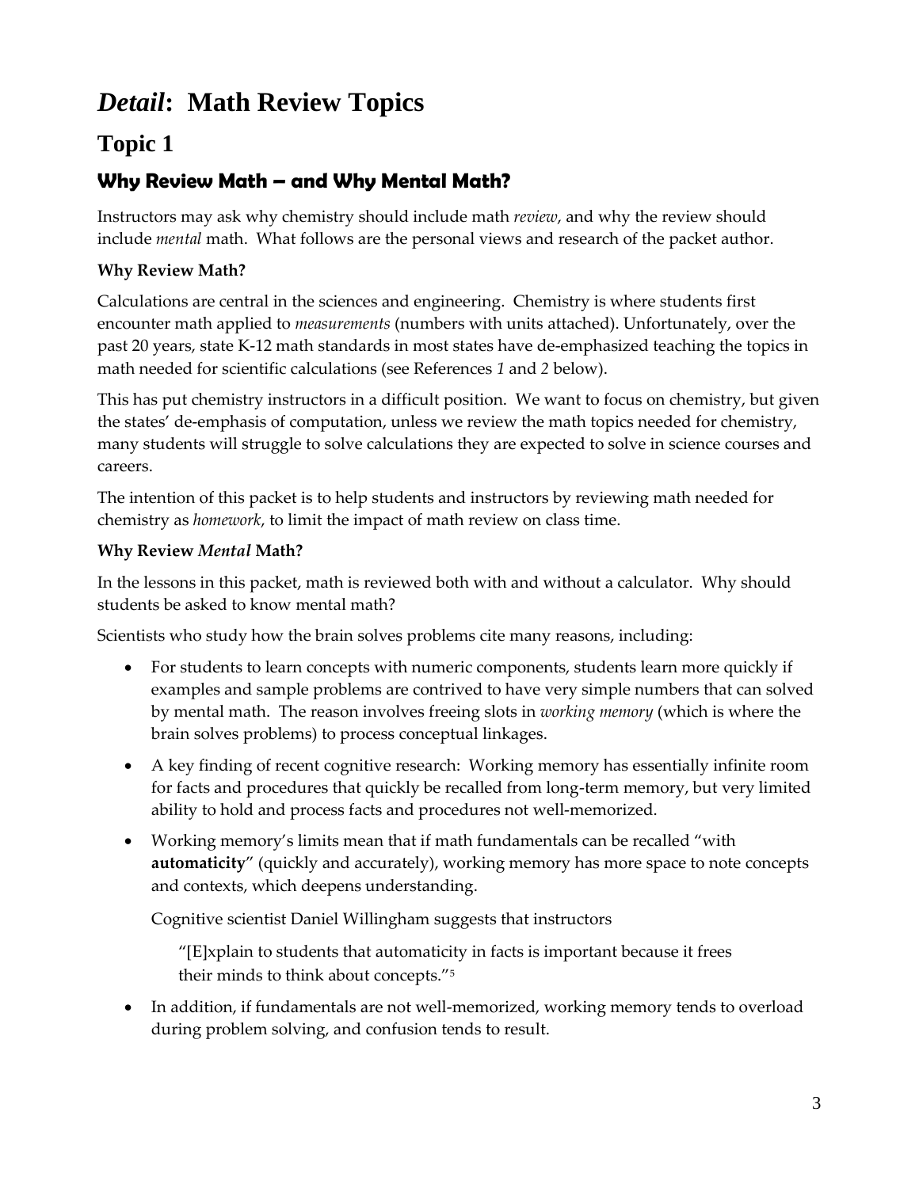# *Detail*: Math Review Topics

## Topic 1

### Why Review Math – and Why Mental Math?

Instructors may ask why chemistry should include math *review*, and why the review should include *mental* math. What follows are the personal views and research of the packet author.

**Why Review Math?**

Calculations are central in the sciences and engineering. Chemistry is where students first encounter math applied to *measurements* (numbers with units attached). Unfortunately, over the past 20 years, state K-12 math standards in most states have de-emphasized teaching the topics in math needed for scientific calculations (see References *1* and *2* below).

This has put chemistry instructors in a difficult position. We want to focus on chemistry, but given the states' de-emphasis of computation, unless we review the math topics needed for chemistry, many students will struggle to solve calculations they are expected to solve in science courses and careers.

The intention of this packet is to help students and instructors by reviewing math needed for chemistry as *homework*, to limit the impact of math review on class time.

**Why Review *Mental* Math?**

In the lessons in this packet, math is reviewed both with and without a calculator. Why should students be asked to know mental math?

Scientists who study how the brain solves problems cite many reasons, including:

- For students to learn concepts with numeric components, students learn more quickly if examples and sample problems are contrived to have very simple numbers that can solved by mental math. The reason involves freeing slots in *working memory* (which is where the brain solves problems) to process conceptual linkages.
- A key finding of recent cognitive research: Working memory has essentially infinite room for facts and procedures that quickly be recalled from long-term memory, but very limited ability to hold and process facts and procedures not well-memorized.
- Working memory's limits mean that if math fundamentals can be recalled "with **automaticity**" (quickly and accurately), working memory has more space to note concepts and contexts, which deepens understanding.

  Cognitive scientist Daniel Willingham suggests that instructors

  > "[E]xplain to students that automaticity in facts is important because it frees their minds to think about concepts."[5]

- In addition, if fundamentals are not well-memorized, working memory tends to overload during problem solving, and confusion tends to result.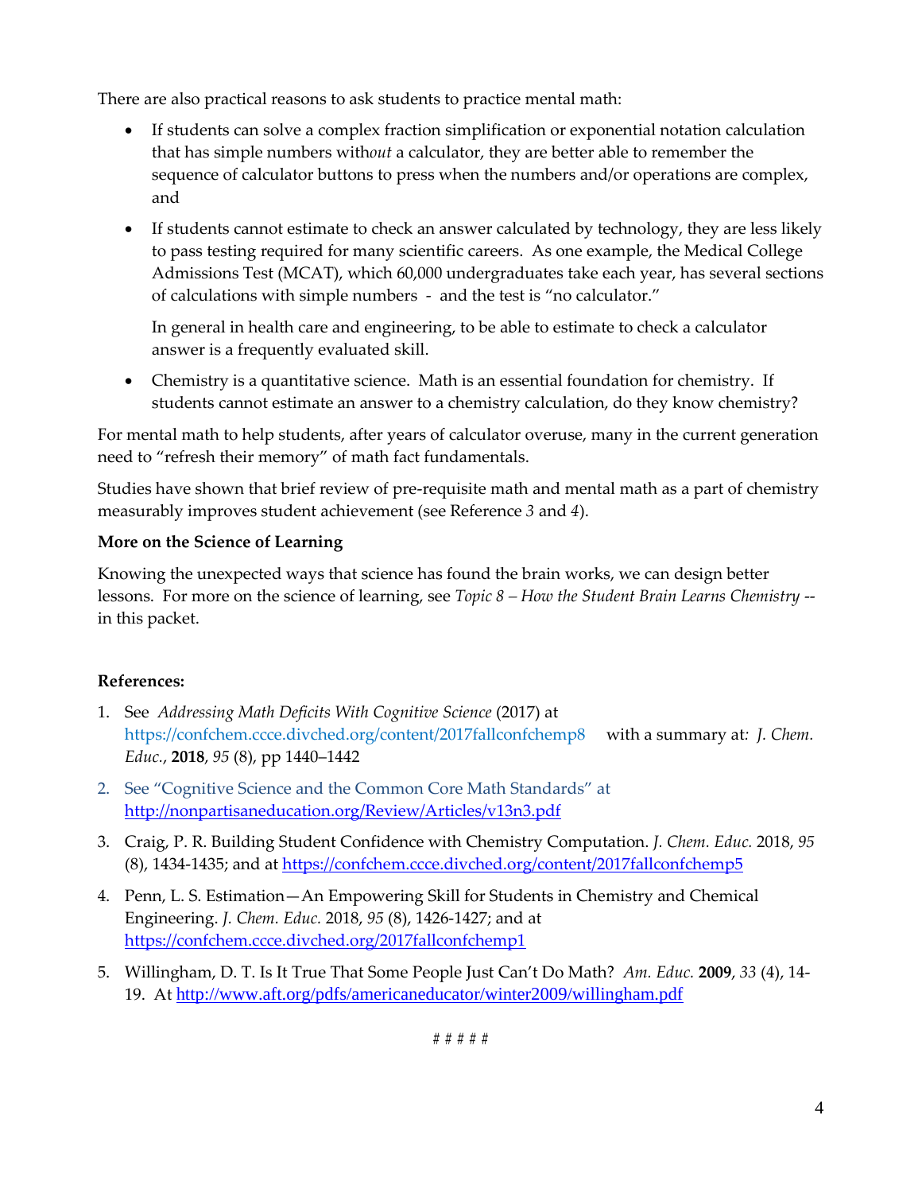There are also practical reasons to ask students to practice mental math:

- If students can solve a complex fraction simplification or exponential notation calculation that has simple numbers with*out* a calculator, they are better able to remember the sequence of calculator buttons to press when the numbers and/or operations are complex, and
- If students cannot estimate to check an answer calculated by technology, they are less likely to pass testing required for many scientific careers. As one example, the Medical College Admissions Test (MCAT), which 60,000 undergraduates take each year, has several sections of calculations with simple numbers - and the test is "no calculator."

  In general in health care and engineering, to be able to estimate to check a calculator answer is a frequently evaluated skill.
- Chemistry is a quantitative science. Math is an essential foundation for chemistry. If students cannot estimate an answer to a chemistry calculation, do they know chemistry?

For mental math to help students, after years of calculator overuse, many in the current generation need to "refresh their memory" of math fact fundamentals.

Studies have shown that brief review of pre-requisite math and mental math as a part of chemistry measurably improves student achievement (see Reference *3* and *4*).

**More on the Science of Learning**

Knowing the unexpected ways that science has found the brain works, we can design better lessons. For more on the science of learning, see *Topic 8 – How the Student Brain Learns Chemistry* -- in this packet.

**References:**

1. See *Addressing Math Deficits With Cognitive Science* (2017) at https://confchem.ccce.divched.org/content/2017fallconfchemp8 with a summary at: *J. Chem. Educ.*, **2018**, *95* (8), pp 1440–1442
2. See "Cognitive Science and the Common Core Math Standards" at http://nonpartisaneducation.org/Review/Articles/v13n3.pdf
3. Craig, P. R. Building Student Confidence with Chemistry Computation. *J. Chem. Educ.* 2018, *95* (8), 1434-1435; and at https://confchem.ccce.divched.org/content/2017fallconfchemp5
4. Penn, L. S. Estimation—An Empowering Skill for Students in Chemistry and Chemical Engineering. *J. Chem. Educ.* 2018, *95* (8), 1426-1427; and at https://confchem.ccce.divched.org/2017fallconfchemp1
5. Willingham, D. T. Is It True That Some People Just Can't Do Math? *Am. Educ.* **2009**, *33* (4), 14-19. At http://www.aft.org/pdfs/americaneducator/winter2009/willingham.pdf

# # # # #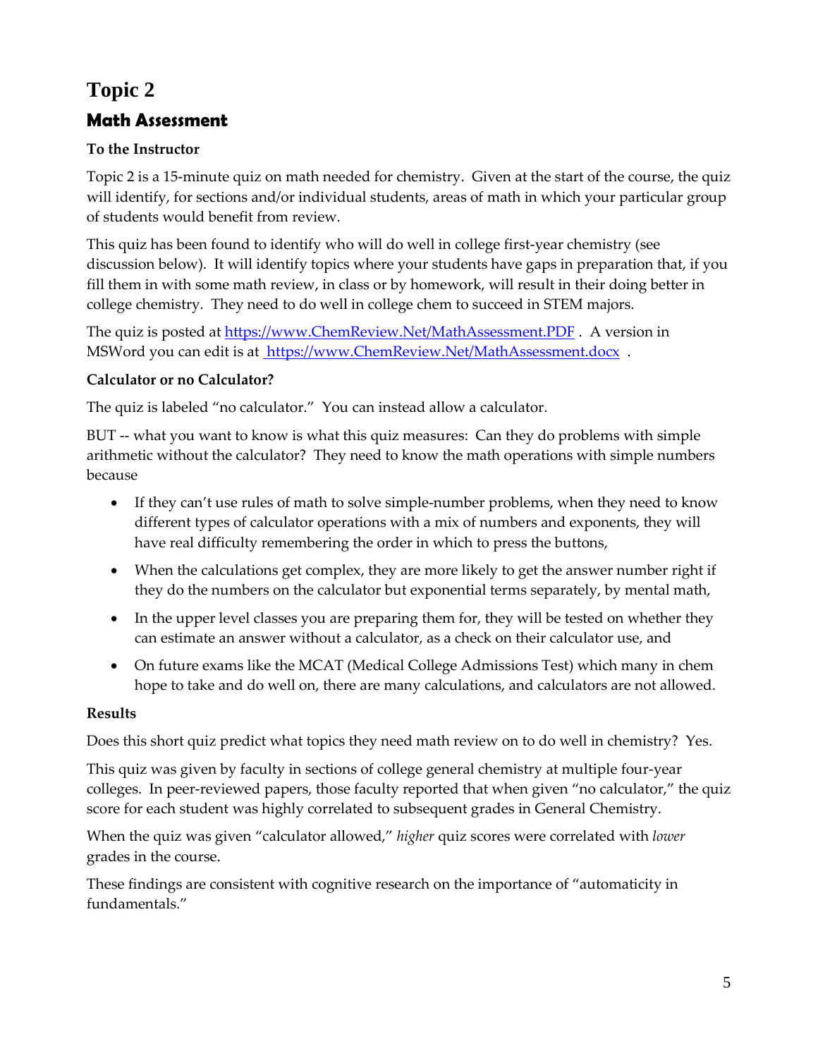# Topic 2

## Math Assessment

**To the Instructor**

Topic 2 is a 15-minute quiz on math needed for chemistry. Given at the start of the course, the quiz will identify, for sections and/or individual students, areas of math in which your particular group of students would benefit from review.

This quiz has been found to identify who will do well in college first-year chemistry (see discussion below). It will identify topics where your students have gaps in preparation that, if you fill them in with some math review, in class or by homework, will result in their doing better in college chemistry. They need to do well in college chem to succeed in STEM majors.

The quiz is posted at https://www.ChemReview.Net/MathAssessment.PDF . A version in MSWord you can edit is at https://www.ChemReview.Net/MathAssessment.docx .

**Calculator or no Calculator?**

The quiz is labeled "no calculator." You can instead allow a calculator.

BUT -- what you want to know is what this quiz measures: Can they do problems with simple arithmetic without the calculator? They need to know the math operations with simple numbers because

- If they can't use rules of math to solve simple-number problems, when they need to know different types of calculator operations with a mix of numbers and exponents, they will have real difficulty remembering the order in which to press the buttons,
- When the calculations get complex, they are more likely to get the answer number right if they do the numbers on the calculator but exponential terms separately, by mental math,
- In the upper level classes you are preparing them for, they will be tested on whether they can estimate an answer without a calculator, as a check on their calculator use, and
- On future exams like the MCAT (Medical College Admissions Test) which many in chem hope to take and do well on, there are many calculations, and calculators are not allowed.

**Results**

Does this short quiz predict what topics they need math review on to do well in chemistry? Yes.

This quiz was given by faculty in sections of college general chemistry at multiple four-year colleges. In peer-reviewed papers, those faculty reported that when given "no calculator," the quiz score for each student was highly correlated to subsequent grades in General Chemistry.

When the quiz was given "calculator allowed," *higher* quiz scores were correlated with *lower* grades in the course.

These findings are consistent with cognitive research on the importance of "automaticity in fundamentals."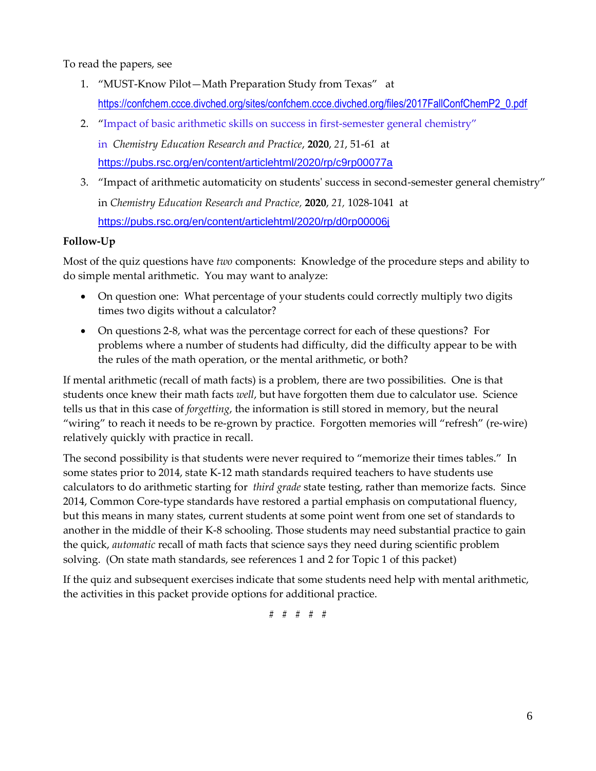To read the papers, see

1. "MUST-Know Pilot—Math Preparation Study from Texas" at https://confchem.ccce.divched.org/sites/confchem.ccce.divched.org/files/2017FallConfChemP2_0.pdf
2. "Impact of basic arithmetic skills on success in first-semester general chemistry" in *Chemistry Education Research and Practice*, **2020**, *21*, 51-61 at https://pubs.rsc.org/en/content/articlehtml/2020/rp/c9rp00077a
3. "Impact of arithmetic automaticity on students' success in second-semester general chemistry" in *Chemistry Education Research and Practice*, **2020**, *21*, 1028-1041 at https://pubs.rsc.org/en/content/articlehtml/2020/rp/d0rp00006j

**Follow-Up**

Most of the quiz questions have *two* components: Knowledge of the procedure steps and ability to do simple mental arithmetic. You may want to analyze:

- On question one: What percentage of your students could correctly multiply two digits times two digits without a calculator?
- On questions 2-8, what was the percentage correct for each of these questions? For problems where a number of students had difficulty, did the difficulty appear to be with the rules of the math operation, or the mental arithmetic, or both?

If mental arithmetic (recall of math facts) is a problem, there are two possibilities. One is that students once knew their math facts *well*, but have forgotten them due to calculator use. Science tells us that in this case of *forgetting*, the information is still stored in memory, but the neural "wiring" to reach it needs to be re-grown by practice. Forgotten memories will "refresh" (re-wire) relatively quickly with practice in recall.

The second possibility is that students were never required to "memorize their times tables." In some states prior to 2014, state K-12 math standards required teachers to have students use calculators to do arithmetic starting for *third grade* state testing, rather than memorize facts. Since 2014, Common Core-type standards have restored a partial emphasis on computational fluency, but this means in many states, current students at some point went from one set of standards to another in the middle of their K-8 schooling. Those students may need substantial practice to gain the quick, *automatic* recall of math facts that science says they need during scientific problem solving. (On state math standards, see references 1 and 2 for Topic 1 of this packet)

If the quiz and subsequent exercises indicate that some students need help with mental arithmetic, the activities in this packet provide options for additional practice.

# # # # #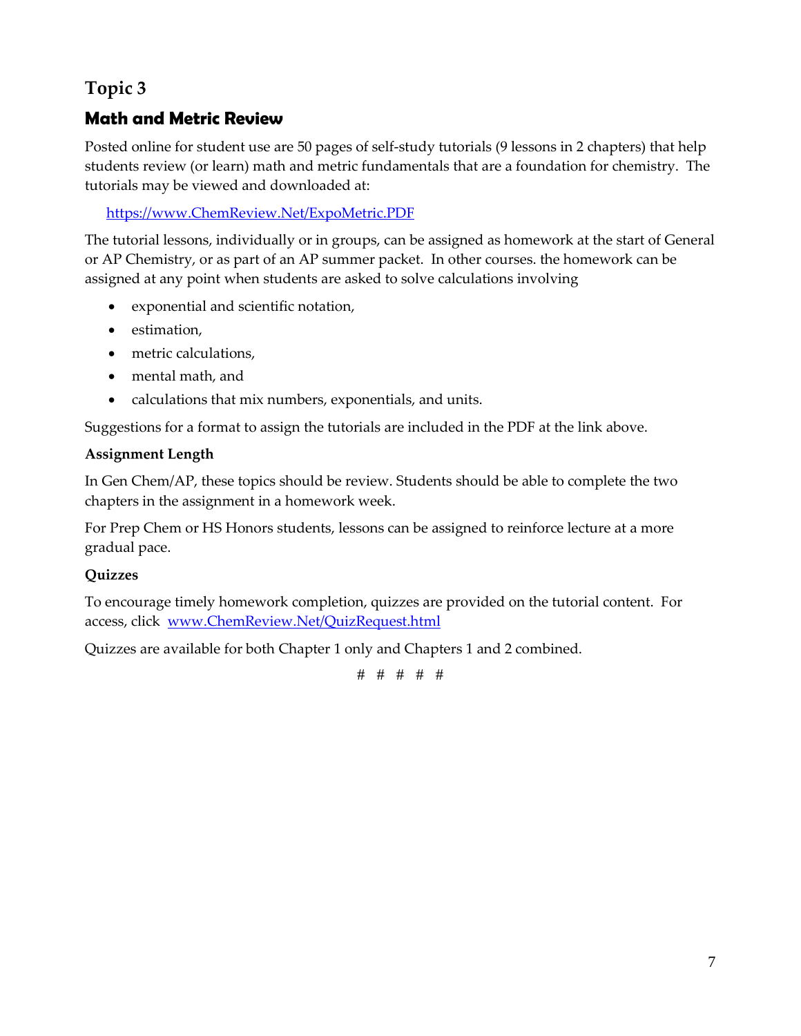# Topic 3

## Math and Metric Review

Posted online for student use are 50 pages of self-study tutorials (9 lessons in 2 chapters) that help students review (or learn) math and metric fundamentals that are a foundation for chemistry. The tutorials may be viewed and downloaded at:

[https://www.ChemReview.Net/ExpoMetric.PDF](https://www.ChemReview.Net/ExpoMetric.PDF)

The tutorial lessons, individually or in groups, can be assigned as homework at the start of General or AP Chemistry, or as part of an AP summer packet. In other courses. the homework can be assigned at any point when students are asked to solve calculations involving

- exponential and scientific notation,
- estimation,
- metric calculations,
- mental math, and
- calculations that mix numbers, exponentials, and units.

Suggestions for a format to assign the tutorials are included in the PDF at the link above.

**Assignment Length**

In Gen Chem/AP, these topics should be review. Students should be able to complete the two chapters in the assignment in a homework week.

For Prep Chem or HS Honors students, lessons can be assigned to reinforce lecture at a more gradual pace.

**Quizzes**

To encourage timely homework completion, quizzes are provided on the tutorial content. For access, click [www.ChemReview.Net/QuizRequest.html](www.ChemReview.Net/QuizRequest.html)

Quizzes are available for both Chapter 1 only and Chapters 1 and 2 combined.

# # # # #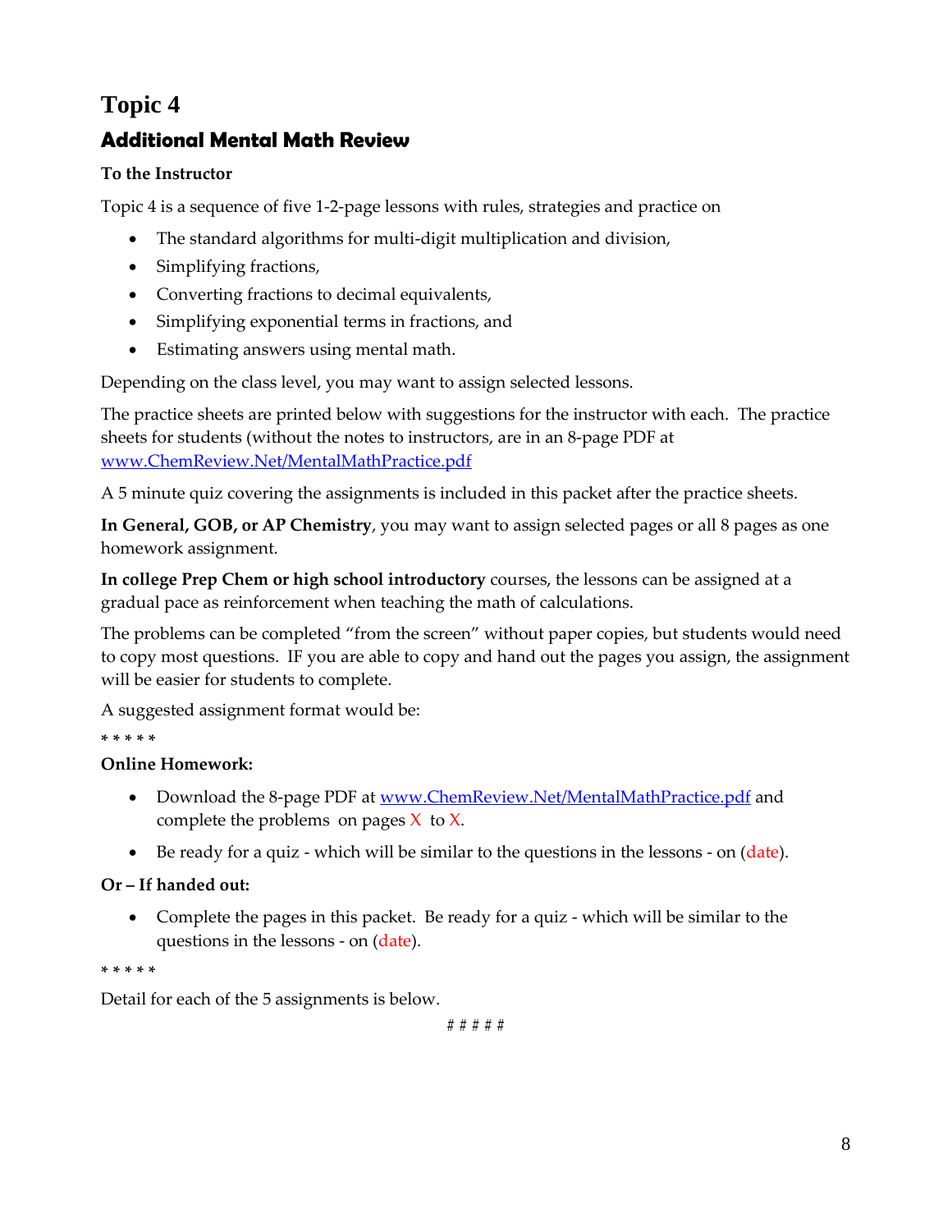# Topic 4

## Additional Mental Math Review

**To the Instructor**

Topic 4 is a sequence of five 1-2-page lessons with rules, strategies and practice on

- The standard algorithms for multi-digit multiplication and division,
- Simplifying fractions,
- Converting fractions to decimal equivalents,
- Simplifying exponential terms in fractions, and
- Estimating answers using mental math.

Depending on the class level, you may want to assign selected lessons.

The practice sheets are printed below with suggestions for the instructor with each. The practice sheets for students (without the notes to instructors, are in an 8-page PDF at [www.ChemReview.Net/MentalMathPractice.pdf](www.ChemReview.Net/MentalMathPractice.pdf)

A 5 minute quiz covering the assignments is included in this packet after the practice sheets.

**In General, GOB, or AP Chemistry**, you may want to assign selected pages or all 8 pages as one homework assignment.

**In college Prep Chem or high school introductory** courses, the lessons can be assigned at a gradual pace as reinforcement when teaching the math of calculations.

The problems can be completed "from the screen" without paper copies, but students would need to copy most questions. IF you are able to copy and hand out the pages you assign, the assignment will be easier for students to complete.

A suggested assignment format would be:

* * * * *

**Online Homework:**

- Download the 8-page PDF at [www.ChemReview.Net/MentalMathPractice.pdf](www.ChemReview.Net/MentalMathPractice.pdf) and complete the problems on pages X to X.
- Be ready for a quiz - which will be similar to the questions in the lessons - on (date).

**Or – If handed out:**

- Complete the pages in this packet. Be ready for a quiz - which will be similar to the questions in the lessons - on (date).

* * * * *

Detail for each of the 5 assignments is below.

# # # # #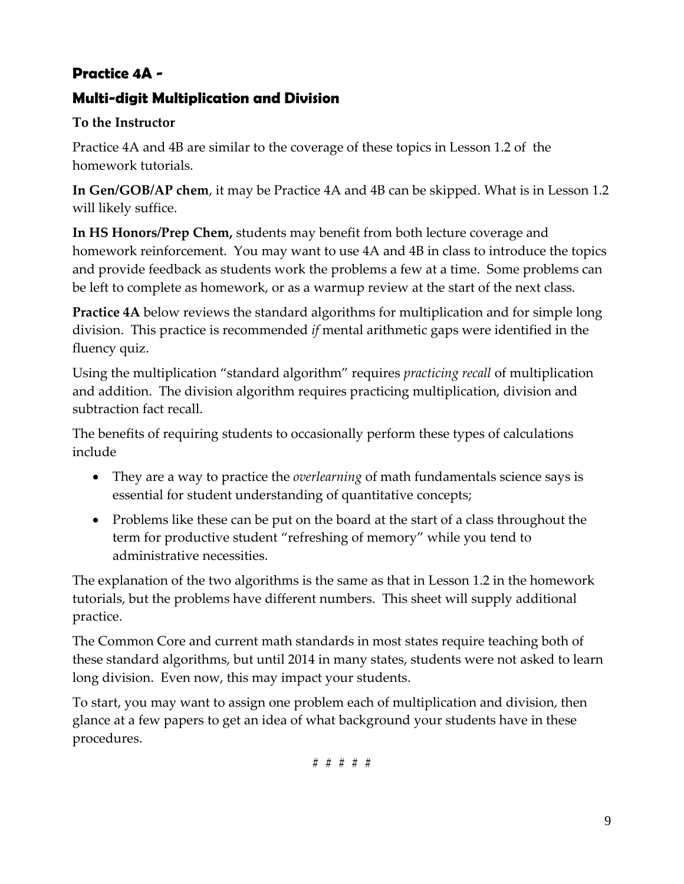## Practice 4A -

## Multi-digit Multiplication and Division

**To the Instructor**

Practice 4A and 4B are similar to the coverage of these topics in Lesson 1.2 of the homework tutorials.

**In Gen/GOB/AP chem**, it may be Practice 4A and 4B can be skipped. What is in Lesson 1.2 will likely suffice.

**In HS Honors/Prep Chem,** students may benefit from both lecture coverage and homework reinforcement. You may want to use 4A and 4B in class to introduce the topics and provide feedback as students work the problems a few at a time. Some problems can be left to complete as homework, or as a warmup review at the start of the next class.

**Practice 4A** below reviews the standard algorithms for multiplication and for simple long division. This practice is recommended *if* mental arithmetic gaps were identified in the fluency quiz.

Using the multiplication "standard algorithm" requires *practicing recall* of multiplication and addition. The division algorithm requires practicing multiplication, division and subtraction fact recall.

The benefits of requiring students to occasionally perform these types of calculations include

- They are a way to practice the *overlearning* of math fundamentals science says is essential for student understanding of quantitative concepts;
- Problems like these can be put on the board at the start of a class throughout the term for productive student "refreshing of memory" while you tend to administrative necessities.

The explanation of the two algorithms is the same as that in Lesson 1.2 in the homework tutorials, but the problems have different numbers. This sheet will supply additional practice.

The Common Core and current math standards in most states require teaching both of these standard algorithms, but until 2014 in many states, students were not asked to learn long division. Even now, this may impact your students.

To start, you may want to assign one problem each of multiplication and division, then glance at a few papers to get an idea of what background your students have in these procedures.

*# # # # #*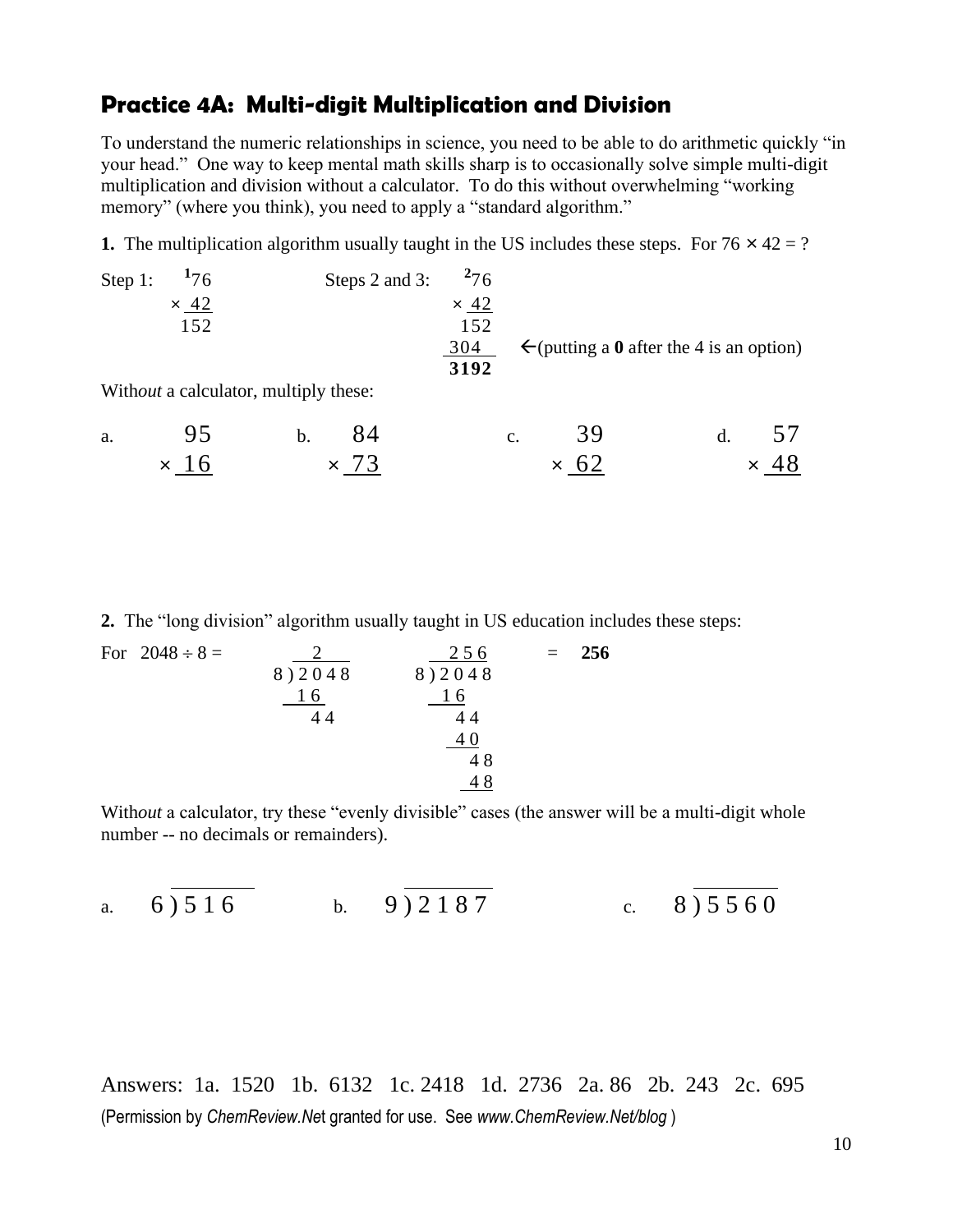## Practice 4A: Multi-digit Multiplication and Division

To understand the numeric relationships in science, you need to be able to do arithmetic quickly "in your head." One way to keep mental math skills sharp is to occasionally solve simple multi-digit multiplication and division without a calculator. To do this without overwhelming "working memory" (where you think), you need to apply a "standard algorithm."

**1.** The multiplication algorithm usually taught in the US includes these steps. For 76 × 42 = ?

```
Step 1:    ¹76          Steps 2 and 3:   ²76
          × 42                          × 42
           152                           152
                                         304    ←(putting a 0 after the 4 is an option)
                                        3192
```

With*out* a calculator, multiply these:

```
a.    95      b.    84      c.    39      d.    57
    × 16          × 73          × 62          × 48
```

**2.** The "long division" algorithm usually taught in US education includes these steps:

```
For  2048 ÷ 8 =        2               2 5 6      =   256
                  8 ) 2 0 4 8     8 ) 2 0 4 8
                      1 6             1 6
                        4 4             4 4
                                        4 0
                                          4 8
                                          4 8
```

With*out* a calculator, try these "evenly divisible" cases (the answer will be a multi-digit whole number -- no decimals or remainders).

```
a.   6 ) 5 1 6        b.   9 ) 2 1 8 7        c.   8 ) 5 5 6 0
```

Answers: 1a. 1520 1b. 6132 1c. 2418 1d. 2736 2a. 86 2b. 243 2c. 695

(Permission by *ChemReview.Net* granted for use. See *www.ChemReview.Net/blog* )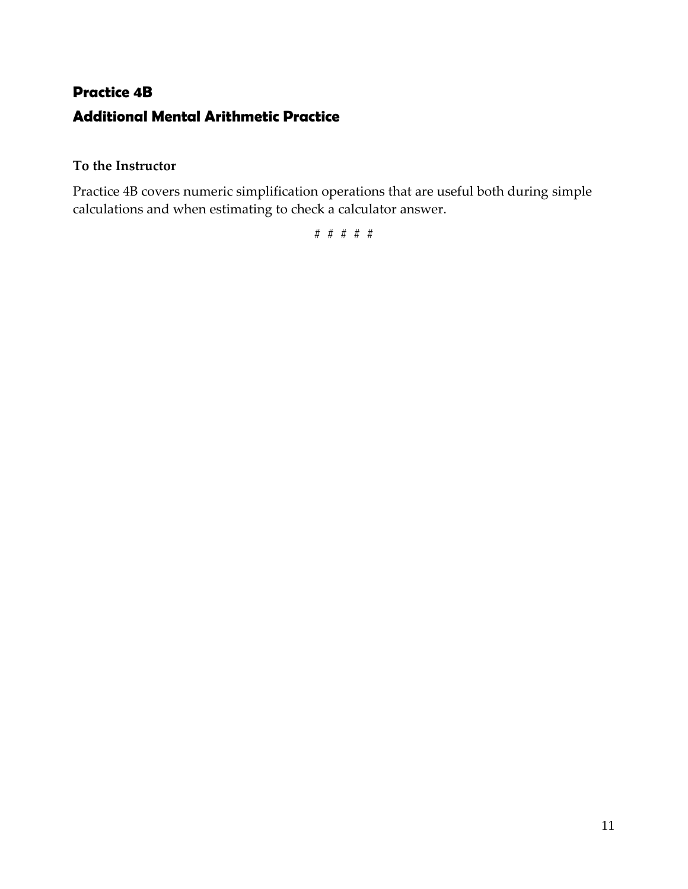## Practice 4B

## Additional Mental Arithmetic Practice

**To the Instructor**

Practice 4B covers numeric simplification operations that are useful both during simple calculations and when estimating to check a calculator answer.

# # # # #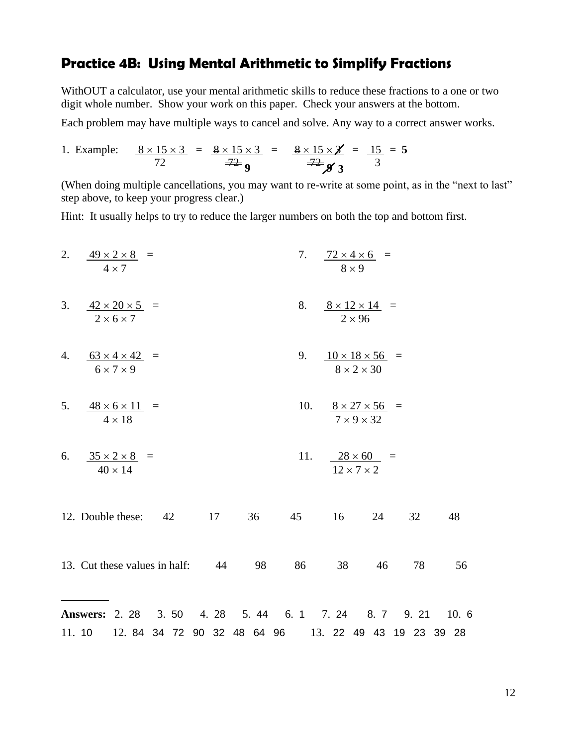## Practice 4B: Using Mental Arithmetic to Simplify Fractions

WithOUT a calculator, use your mental arithmetic skills to reduce these fractions to a one or two digit whole number. Show your work on this paper. Check your answers at the bottom.

Each problem may have multiple ways to cancel and solve. Any way to a correct answer works.

1. Example: $\dfrac{8 \times 15 \times 3}{72} = \dfrac{\cancel{8} \times 15 \times 3}{\cancel{72}\ \mathbf{9}} = \dfrac{\cancel{8} \times 15 \times \cancel{3}}{\cancel{72}\ \cancel{9}\ \mathbf{3}} = \dfrac{15}{3} = \mathbf{5}$

(When doing multiple cancellations, you may want to re-write at some point, as in the "next to last" step above, to keep your progress clear.)

Hint: It usually helps to try to reduce the larger numbers on both the top and bottom first.

2. $\dfrac{49 \times 2 \times 8}{4 \times 7} =$

3. $\dfrac{42 \times 20 \times 5}{2 \times 6 \times 7} =$

4. $\dfrac{63 \times 4 \times 42}{6 \times 7 \times 9} =$

5. $\dfrac{48 \times 6 \times 11}{4 \times 18} =$

6. $\dfrac{35 \times 2 \times 8}{40 \times 14} =$

7. $\dfrac{72 \times 4 \times 6}{8 \times 9} =$

8. $\dfrac{8 \times 12 \times 14}{2 \times 96} =$

9. $\dfrac{10 \times 18 \times 56}{8 \times 2 \times 30} =$

10. $\dfrac{8 \times 27 \times 56}{7 \times 9 \times 32} =$

11. $\dfrac{28 \times 60}{12 \times 7 \times 2} =$

12. Double these: 42 17 36 45 16 24 32 48

13. Cut these values in half: 44 98 86 38 46 78 56

---

**Answers:** 2. 28 3. 50 4. 28 5. 44 6. 1 7. 24 8. 7 9. 21 10. 6
11. 10 12. 84 34 72 90 32 48 64 96 13. 22 49 43 19 23 39 28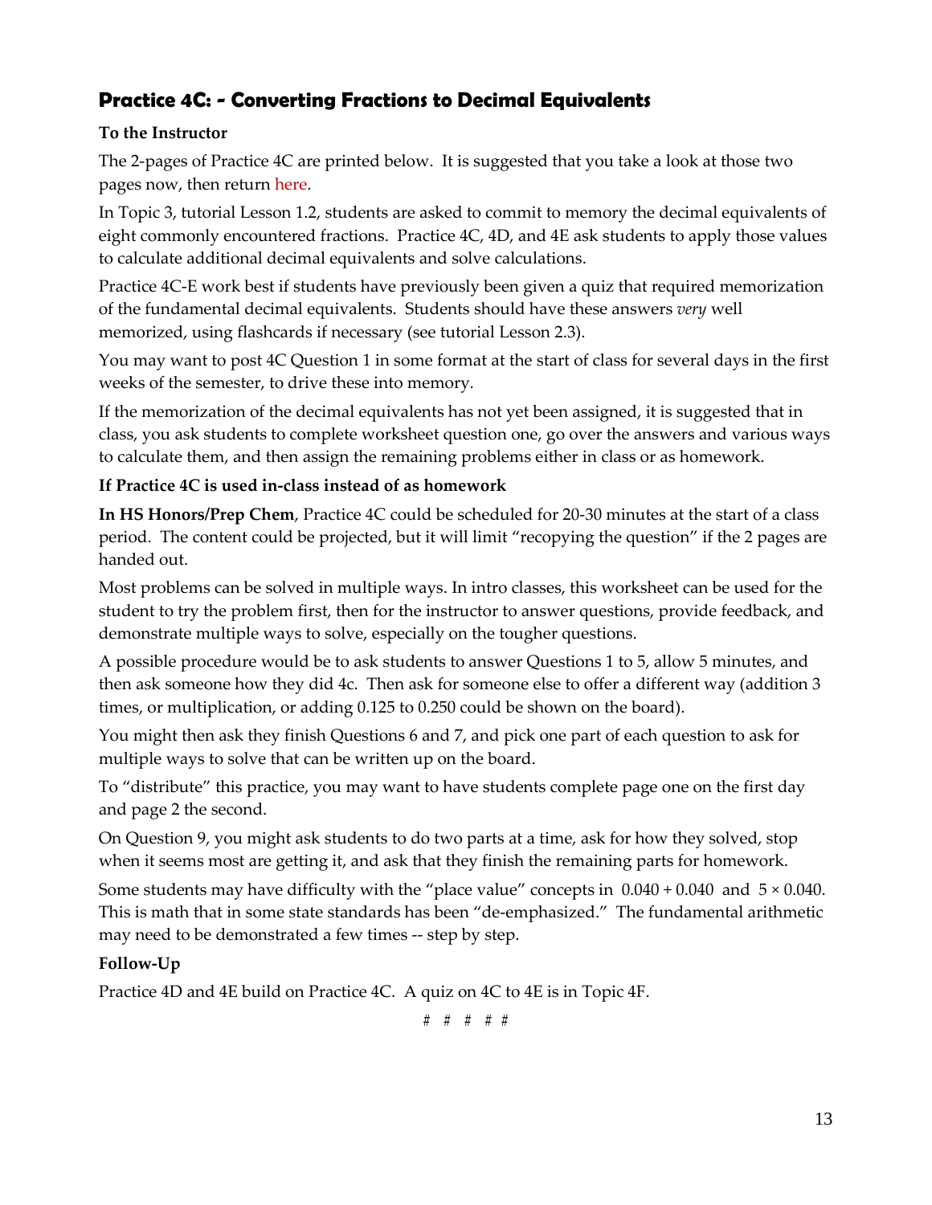## Practice 4C: - Converting Fractions to Decimal Equivalents

**To the Instructor**

The 2-pages of Practice 4C are printed below. It is suggested that you take a look at those two pages now, then return here.

In Topic 3, tutorial Lesson 1.2, students are asked to commit to memory the decimal equivalents of eight commonly encountered fractions. Practice 4C, 4D, and 4E ask students to apply those values to calculate additional decimal equivalents and solve calculations.

Practice 4C-E work best if students have previously been given a quiz that required memorization of the fundamental decimal equivalents. Students should have these answers *very* well memorized, using flashcards if necessary (see tutorial Lesson 2.3).

You may want to post 4C Question 1 in some format at the start of class for several days in the first weeks of the semester, to drive these into memory.

If the memorization of the decimal equivalents has not yet been assigned, it is suggested that in class, you ask students to complete worksheet question one, go over the answers and various ways to calculate them, and then assign the remaining problems either in class or as homework.

**If Practice 4C is used in-class instead of as homework**

**In HS Honors/Prep Chem**, Practice 4C could be scheduled for 20-30 minutes at the start of a class period. The content could be projected, but it will limit "recopying the question" if the 2 pages are handed out.

Most problems can be solved in multiple ways. In intro classes, this worksheet can be used for the student to try the problem first, then for the instructor to answer questions, provide feedback, and demonstrate multiple ways to solve, especially on the tougher questions.

A possible procedure would be to ask students to answer Questions 1 to 5, allow 5 minutes, and then ask someone how they did 4c. Then ask for someone else to offer a different way (addition 3 times, or multiplication, or adding 0.125 to 0.250 could be shown on the board).

You might then ask they finish Questions 6 and 7, and pick one part of each question to ask for multiple ways to solve that can be written up on the board.

To "distribute" this practice, you may want to have students complete page one on the first day and page 2 the second.

On Question 9, you might ask students to do two parts at a time, ask for how they solved, stop when it seems most are getting it, and ask that they finish the remaining parts for homework.

Some students may have difficulty with the "place value" concepts in $0.040 + 0.040$ and $5 \times 0.040$. This is math that in some state standards has been "de-emphasized." The fundamental arithmetic may need to be demonstrated a few times -- step by step.

**Follow-Up**

Practice 4D and 4E build on Practice 4C. A quiz on 4C to 4E is in Topic 4F.

# # # # #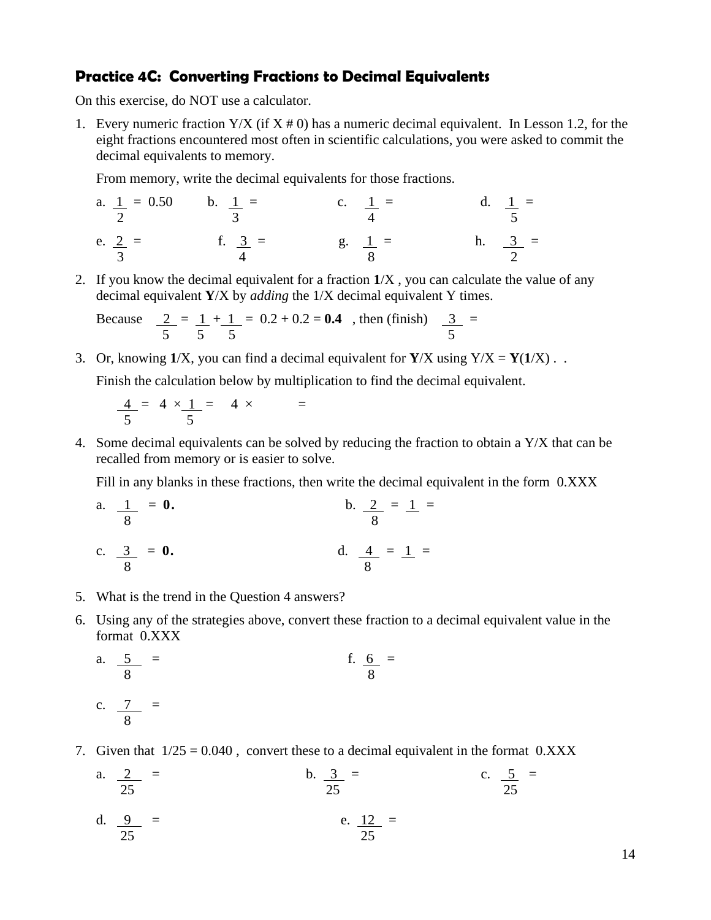### Practice 4C: Converting Fractions to Decimal Equivalents

On this exercise, do NOT use a calculator.

1. Every numeric fraction Y/X (if X # 0) has a numeric decimal equivalent. In Lesson 1.2, for the eight fractions encountered most often in scientific calculations, you were asked to commit the decimal equivalents to memory.

   From memory, write the decimal equivalents for those fractions.

   a. $\frac{1}{2}$ = 0.50 b. $\frac{1}{3}$ = c. $\frac{1}{4}$ = d. $\frac{1}{5}$ =

   e. $\frac{2}{3}$ = f. $\frac{3}{4}$ = g. $\frac{1}{8}$ = h. $\frac{3}{2}$ =

2. If you know the decimal equivalent for a fraction **1**/X , you can calculate the value of any decimal equivalent **Y**/X by *adding* the 1/X decimal equivalent Y times.

   Because $\frac{2}{5} = \frac{1}{5} + \frac{1}{5}$ = 0.2 + 0.2 = **0.4** , then (finish) $\frac{3}{5}$ =

3. Or, knowing **1**/X, you can find a decimal equivalent for **Y**/X using Y/X = **Y**(**1**/X) . .

   Finish the calculation below by multiplication to find the decimal equivalent.

   $\frac{4}{5} = 4 \times \frac{1}{5} = 4 \times$ =

4. Some decimal equivalents can be solved by reducing the fraction to obtain a Y/X that can be recalled from memory or is easier to solve.

   Fill in any blanks in these fractions, then write the decimal equivalent in the form 0.XXX

   a. $\frac{1}{8}$ = **0.** b. $\frac{2}{8} = \frac{1}{\phantom{0}}$ =

   c. $\frac{3}{8}$ = **0.** d. $\frac{4}{8} = \frac{1}{\phantom{0}}$ =

5. What is the trend in the Question 4 answers?

6. Using any of the strategies above, convert these fraction to a decimal equivalent value in the format 0.XXX

   a. $\frac{5}{8}$ = f. $\frac{6}{8}$ =

   c. $\frac{7}{8}$ =

7. Given that 1/25 = 0.040 , convert these to a decimal equivalent in the format 0.XXX

   a. $\frac{2}{25}$ = b. $\frac{3}{25}$ = c. $\frac{5}{25}$ =

   d. $\frac{9}{25}$ = e. $\frac{12}{25}$ =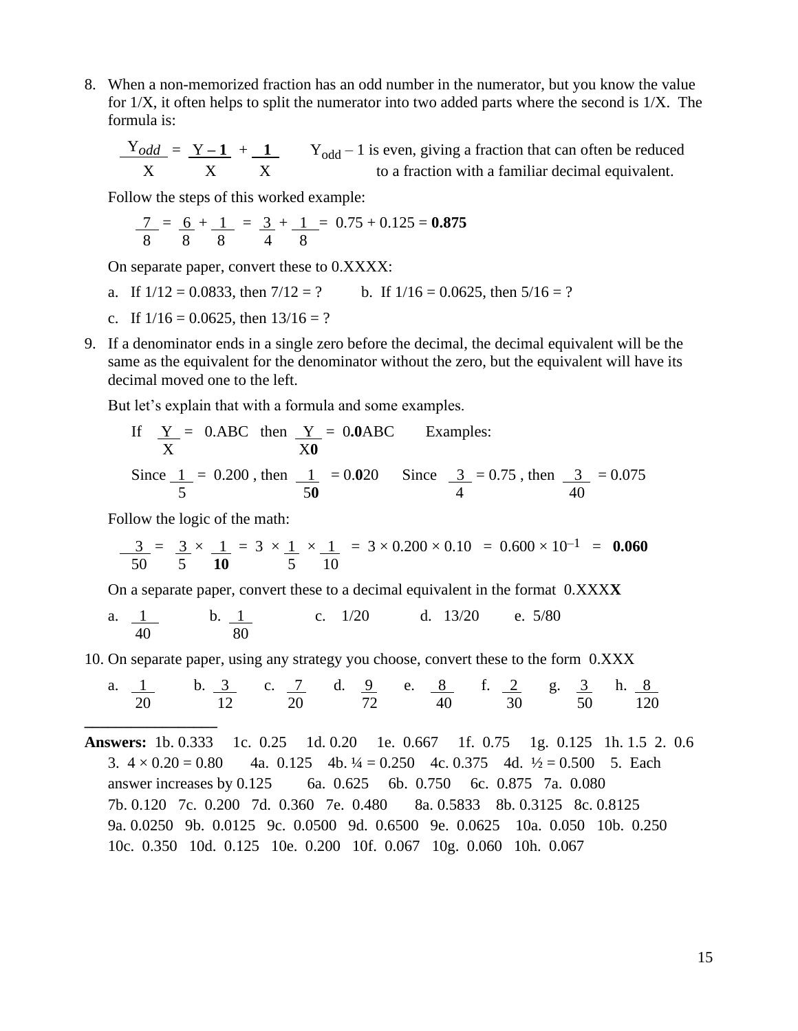8. When a non-memorized fraction has an odd number in the numerator, but you know the value for 1/X, it often helps to split the numerator into two added parts where the second is 1/X. The formula is:

$$\frac{Y_{odd}}{X} = \frac{\mathbf{Y-1}}{X} + \frac{\mathbf{1}}{X}$$

$Y_{odd} - 1$ is even, giving a fraction that can often be reduced to a fraction with a familiar decimal equivalent.

Follow the steps of this worked example:

$$\frac{7}{8} = \frac{6}{8} + \frac{1}{8} = \frac{3}{4} + \frac{1}{8} = 0.75 + 0.125 = \mathbf{0.875}$$

On separate paper, convert these to 0.XXXX:

a. If 1/12 = 0.0833, then 7/12 = ?  b. If 1/16 = 0.0625, then 5/16 = ?

c. If 1/16 = 0.0625, then 13/16 = ?

9. If a denominator ends in a single zero before the decimal, the decimal equivalent will be the same as the equivalent for the denominator without the zero, but the equivalent will have its decimal moved one to the left.

But let's explain that with a formula and some examples.

If $\frac{Y}{X} = 0.ABC$ then $\frac{Y}{X\mathbf{0}} = 0.\mathbf{0}ABC$  Examples:

Since $\frac{1}{5} = 0.200$, then $\frac{1}{5\mathbf{0}} = 0.\mathbf{0}20$  Since $\frac{3}{4} = 0.75$, then $\frac{3}{40} = 0.075$

Follow the logic of the math:

$$\frac{3}{50} = \frac{3}{5} \times \frac{1}{\mathbf{10}} = 3 \times \frac{1}{5} \times \frac{1}{10} = 3 \times 0.200 \times 0.10 = 0.600 \times 10^{-1} = \mathbf{0.060}$$

On a separate paper, convert these to a decimal equivalent in the format 0.XXX**X**

a. $\frac{1}{40}$  b. $\frac{1}{80}$  c. 1/20  d. 13/20  e. 5/80

10. On separate paper, using any strategy you choose, convert these to the form 0.XXX

a. $\frac{1}{20}$  b. $\frac{3}{12}$  c. $\frac{7}{20}$  d. $\frac{9}{72}$  e. $\frac{8}{40}$  f. $\frac{2}{30}$  g. $\frac{3}{50}$  h. $\frac{8}{120}$

---

**Answers:** 1b. 0.333  1c. 0.25  1d. 0.20  1e. 0.667  1f. 0.75  1g. 0.125  1h. 1.5  2. 0.6  3. 4 × 0.20 = 0.80  4a. 0.125  4b. ¼ = 0.250  4c. 0.375  4d. ½ = 0.500  5. Each answer increases by 0.125  6a. 0.625  6b. 0.750  6c. 0.875  7a. 0.080  7b. 0.120  7c. 0.200  7d. 0.360  7e. 0.480  8a. 0.5833  8b. 0.3125  8c. 0.8125  9a. 0.0250  9b. 0.0125  9c. 0.0500  9d. 0.6500  9e. 0.0625  10a. 0.050  10b. 0.250  10c. 0.350  10d. 0.125  10e. 0.200  10f. 0.067  10g. 0.060  10h. 0.067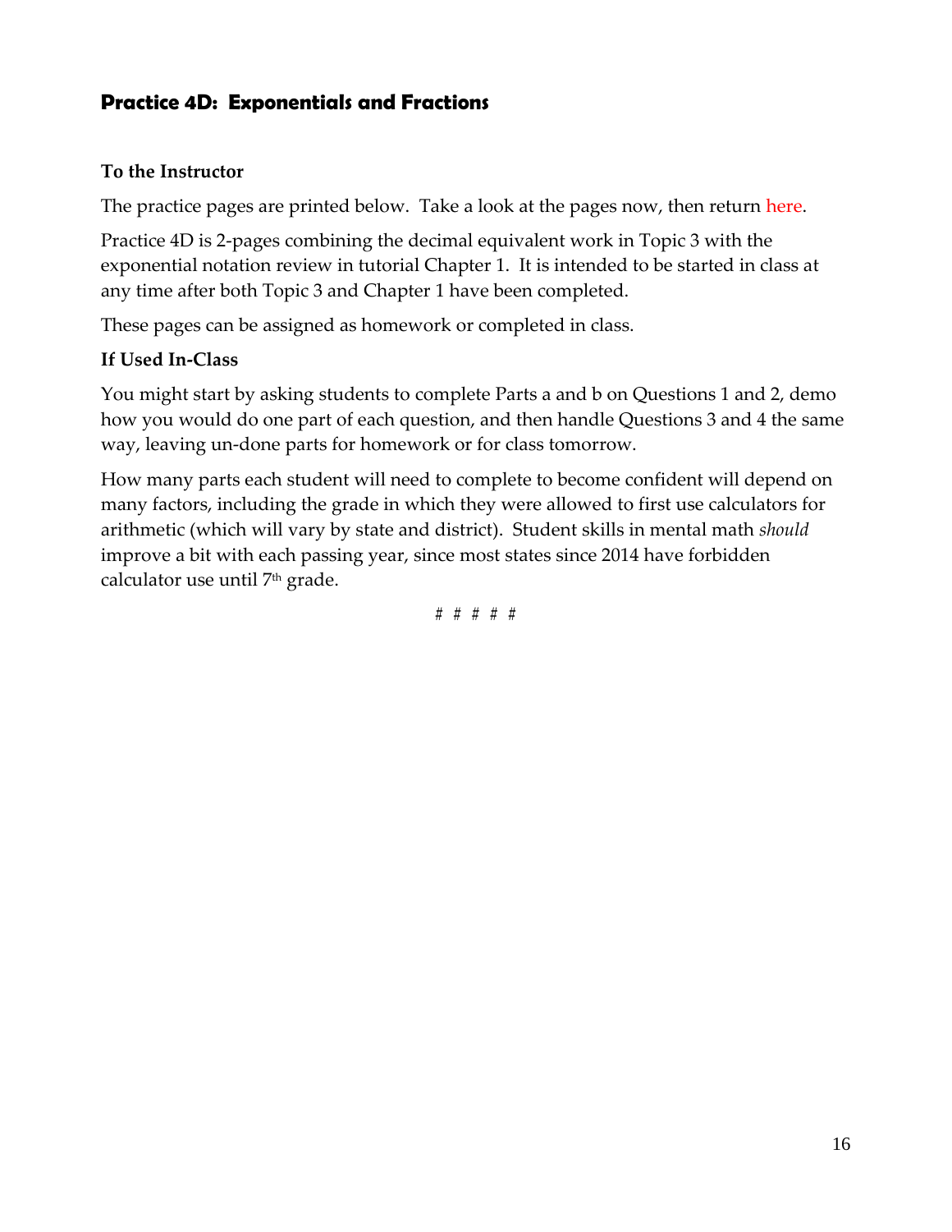## Practice 4D: Exponentials and Fractions

**To the Instructor**

The practice pages are printed below. Take a look at the pages now, then return here.

Practice 4D is 2-pages combining the decimal equivalent work in Topic 3 with the exponential notation review in tutorial Chapter 1. It is intended to be started in class at any time after both Topic 3 and Chapter 1 have been completed.

These pages can be assigned as homework or completed in class.

**If Used In-Class**

You might start by asking students to complete Parts a and b on Questions 1 and 2, demo how you would do one part of each question, and then handle Questions 3 and 4 the same way, leaving un-done parts for homework or for class tomorrow.

How many parts each student will need to complete to become confident will depend on many factors, including the grade in which they were allowed to first use calculators for arithmetic (which will vary by state and district). Student skills in mental math *should* improve a bit with each passing year, since most states since 2014 have forbidden calculator use until 7th grade.

# # # # #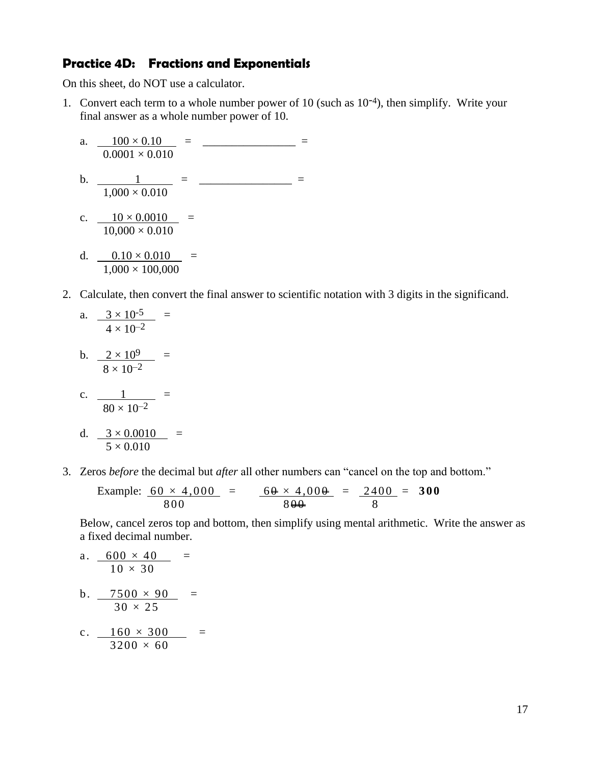### Practice 4D: Fractions and Exponentials

On this sheet, do NOT use a calculator.

1. Convert each term to a whole number power of 10 (such as $10^{-4}$), then simplify. Write your final answer as a whole number power of 10.

   a. $\dfrac{100 \times 0.10}{0.0001 \times 0.010}$ = ________________ =

   b. $\dfrac{1}{1{,}000 \times 0.010}$ = ________________ =

   c. $\dfrac{10 \times 0.0010}{10{,}000 \times 0.010}$ =

   d. $\dfrac{0.10 \times 0.010}{1{,}000 \times 100{,}000}$ =

2. Calculate, then convert the final answer to scientific notation with 3 digits in the significand.

   a. $\dfrac{3 \times 10^{-5}}{4 \times 10^{-2}}$ =

   b. $\dfrac{2 \times 10^{9}}{8 \times 10^{-2}}$ =

   c. $\dfrac{1}{80 \times 10^{-2}}$ =

   d. $\dfrac{3 \times 0.0010}{5 \times 0.010}$ =

3. Zeros *before* the decimal but *after* all other numbers can "cancel on the top and bottom."

   Example: $\dfrac{60 \times 4{,}000}{800} = \dfrac{6\cancel{0} \times 4{,}00\cancel{0}}{8\cancel{00}} = \dfrac{2400}{8} = \mathbf{300}$

   Below, cancel zeros top and bottom, then simplify using mental arithmetic. Write the answer as a fixed decimal number.

   a. $\dfrac{600 \times 40}{10 \times 30}$ =

   b. $\dfrac{7500 \times 90}{30 \times 25}$ =

   c. $\dfrac{160 \times 300}{3200 \times 60}$ =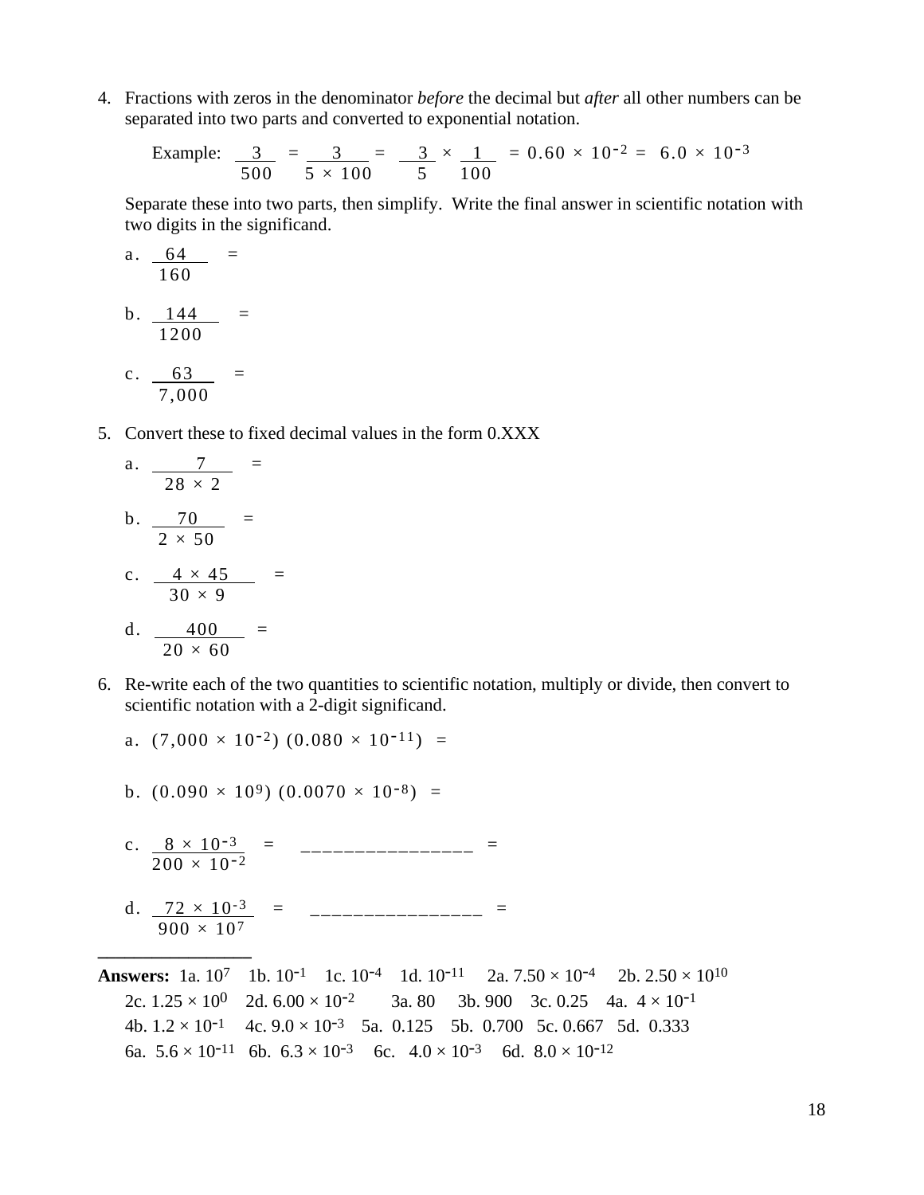4. Fractions with zeros in the denominator *before* the decimal but *after* all other numbers can be separated into two parts and converted to exponential notation.

   Example: $\dfrac{3}{500} = \dfrac{3}{5 \times 100} = \dfrac{3}{5} \times \dfrac{1}{100} = 0.60 \times 10^{-2} = 6.0 \times 10^{-3}$

   Separate these into two parts, then simplify. Write the final answer in scientific notation with two digits in the significand.

   a. $\dfrac{64}{160} =$

   b. $\dfrac{144}{1200} =$

   c. $\dfrac{63}{7{,}000} =$

5. Convert these to fixed decimal values in the form 0.XXX

   a. $\dfrac{7}{28 \times 2} =$

   b. $\dfrac{70}{2 \times 50} =$

   c. $\dfrac{4 \times 45}{30 \times 9} =$

   d. $\dfrac{400}{20 \times 60} =$

6. Re-write each of the two quantities to scientific notation, multiply or divide, then convert to scientific notation with a 2-digit significand.

   a. $(7{,}000 \times 10^{-2})\ (0.080 \times 10^{-11}) =$

   b. $(0.090 \times 10^{9})\ (0.0070 \times 10^{-8}) =$

   c. $\dfrac{8 \times 10^{-3}}{200 \times 10^{-2}} =$ ________________ $=$

   d. $\dfrac{72 \times 10^{-3}}{900 \times 10^{7}} =$ ________________ $=$

---

**Answers:** 1a. $10^{7}$ 1b. $10^{-1}$ 1c. $10^{-4}$ 1d. $10^{-11}$ 2a. $7.50 \times 10^{-4}$ 2b. $2.50 \times 10^{10}$
2c. $1.25 \times 10^{0}$ 2d. $6.00 \times 10^{-2}$ 3a. 80 3b. 900 3c. 0.25 4a. $4 \times 10^{-1}$
4b. $1.2 \times 10^{-1}$ 4c. $9.0 \times 10^{-3}$ 5a. 0.125 5b. 0.700 5c. 0.667 5d. 0.333
6a. $5.6 \times 10^{-11}$ 6b. $6.3 \times 10^{-3}$ 6c. $4.0 \times 10^{-3}$ 6d. $8.0 \times 10^{-12}$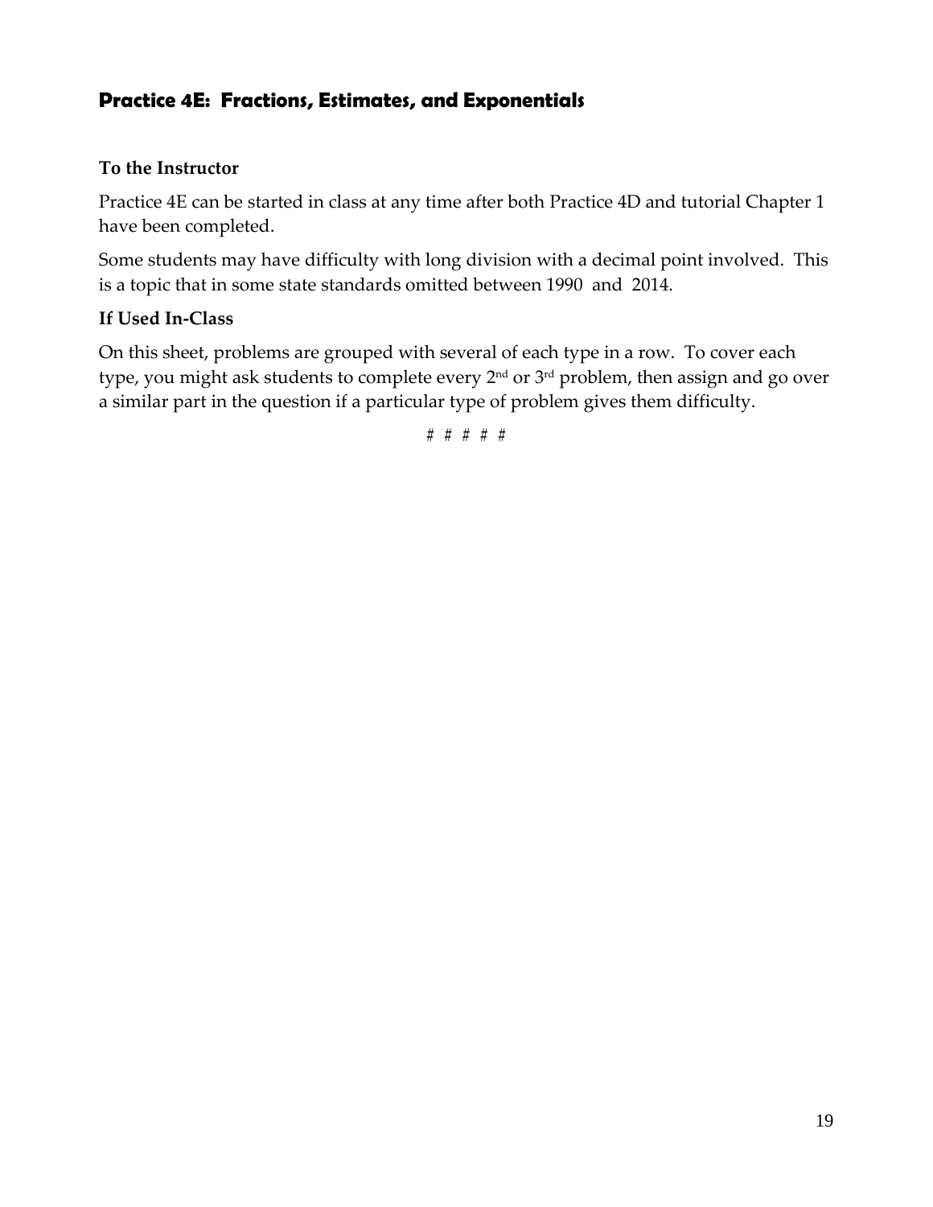## Practice 4E: Fractions, Estimates, and Exponentials

### To the Instructor

Practice 4E can be started in class at any time after both Practice 4D and tutorial Chapter 1 have been completed.

Some students may have difficulty with long division with a decimal point involved. This is a topic that in some state standards omitted between 1990 and 2014.

### If Used In-Class

On this sheet, problems are grouped with several of each type in a row. To cover each type, you might ask students to complete every 2nd or 3rd problem, then assign and go over a similar part in the question if a particular type of problem gives them difficulty.

# # # # #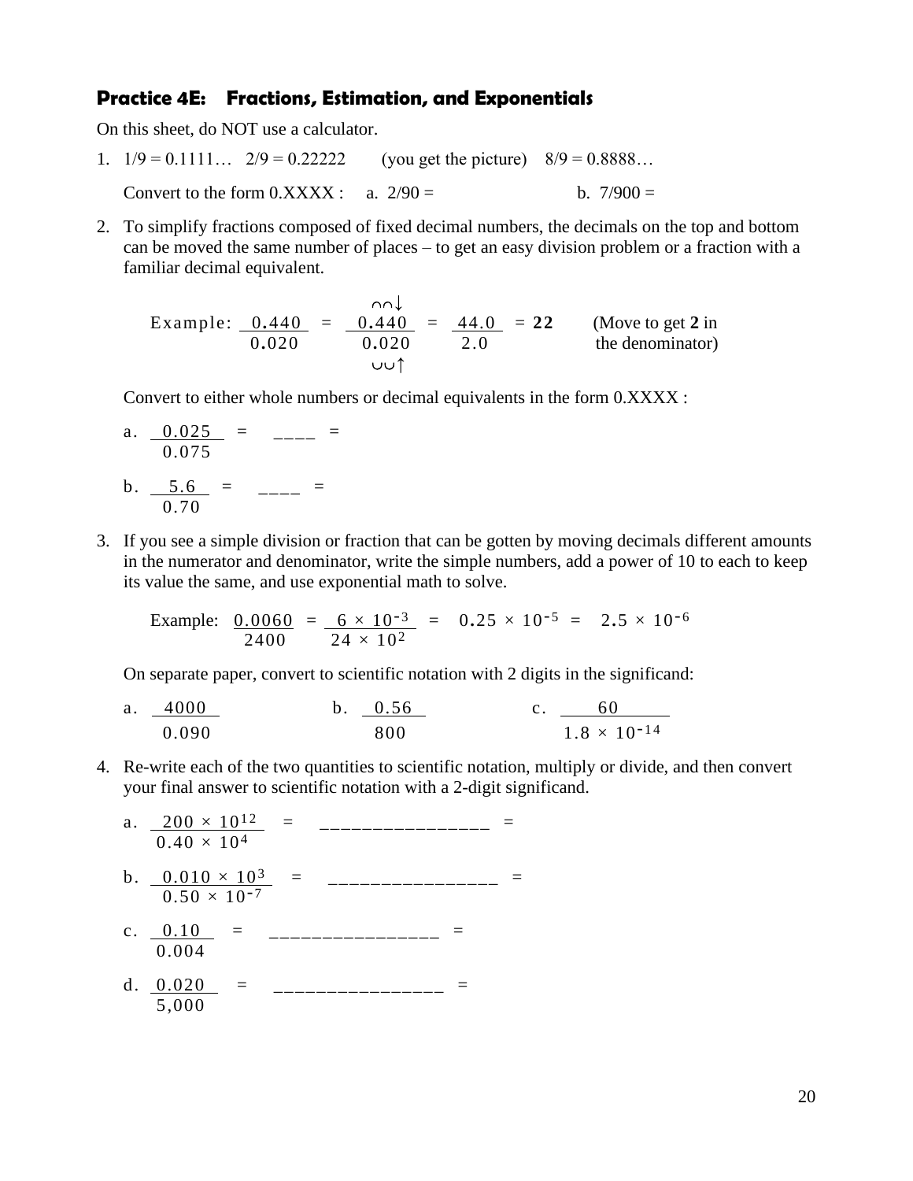### Practice 4E: Fractions, Estimation, and Exponentials

On this sheet, do NOT use a calculator.

1. $1/9 = 0.1111\ldots$ $\quad 2/9 = 0.22222$ (you get the picture) $\quad 8/9 = 0.8888\ldots$

   Convert to the form 0.XXXX : a. $2/90 =$ b. $7/900 =$

2. To simplify fractions composed of fixed decimal numbers, the decimals on the top and bottom can be moved the same number of places – to get an easy division problem or a fraction with a familiar decimal equivalent.

   Example: $\dfrac{0.440}{0.020} = \dfrac{0.440}{0.020} = \dfrac{44.0}{2.0} = \mathbf{22}$ (Move to get **2** in the denominator)

   Convert to either whole numbers or decimal equivalents in the form 0.XXXX :

   a. $\dfrac{0.025}{0.075} =$ ____ $=$

   b. $\dfrac{5.6}{0.70} =$ ____ $=$

3. If you see a simple division or fraction that can be gotten by moving decimals different amounts in the numerator and denominator, write the simple numbers, add a power of 10 to each to keep its value the same, and use exponential math to solve.

   Example: $\dfrac{0.0060}{2400} = \dfrac{6 \times 10^{-3}}{24 \times 10^{2}} = 0.25 \times 10^{-5} = 2.5 \times 10^{-6}$

   On separate paper, convert to scientific notation with 2 digits in the significand:

   a. $\dfrac{4000}{0.090}$ b. $\dfrac{0.56}{800}$ c. $\dfrac{60}{1.8 \times 10^{-14}}$

4. Re-write each of the two quantities to scientific notation, multiply or divide, and then convert your final answer to scientific notation with a 2-digit significand.

   a. $\dfrac{200 \times 10^{12}}{0.40 \times 10^{4}} =$ ________________ $=$

   b. $\dfrac{0.010 \times 10^{3}}{0.50 \times 10^{-7}} =$ ________________ $=$

   c. $\dfrac{0.10}{0.004} =$ ________________ $=$

   d. $\dfrac{0.020}{5{,}000} =$ ________________ $=$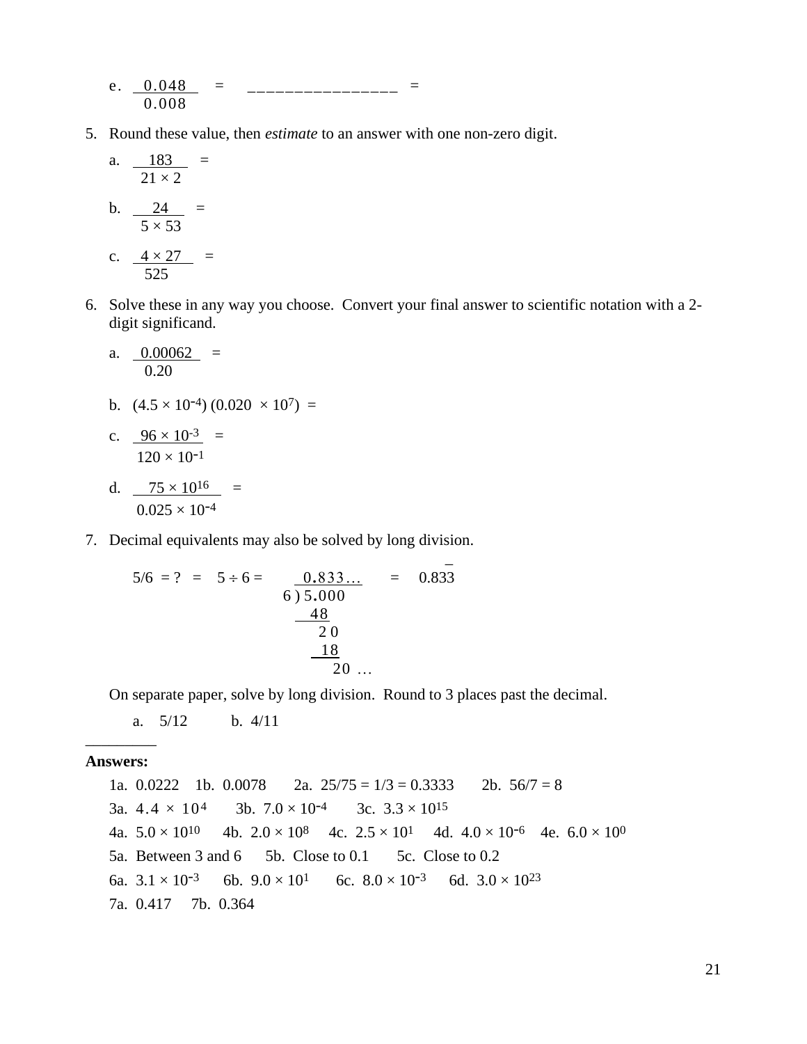e. $\dfrac{0.048}{0.008}$ = \_\_\_\_\_\_\_\_\_\_\_\_\_\_\_\_ =

5. Round these value, then *estimate* to an answer with one non-zero digit.

   a. $\dfrac{183}{21 \times 2}$ =

   b. $\dfrac{24}{5 \times 53}$ =

   c. $\dfrac{4 \times 27}{525}$ =

6. Solve these in any way you choose. Convert your final answer to scientific notation with a 2-digit significand.

   a. $\dfrac{0.00062}{0.20}$ =

   b. $(4.5 \times 10^{-4})\ (0.020 \times 10^{7})$ =

   c. $\dfrac{96 \times 10^{-3}}{120 \times 10^{-1}}$ =

   d. $\dfrac{75 \times 10^{16}}{0.025 \times 10^{-4}}$ =

7. Decimal equivalents may also be solved by long division.

```
5/6 = ? = 5 ÷ 6 =     0.833...    =   0.833 (3 repeating)
                   6 ) 5.000
                       48
                        20
                        18
                         20 ...
```

   On separate paper, solve by long division. Round to 3 places past the decimal.

   a. 5/12 b. 4/11

---

**Answers:**

1a. 0.0222 1b. 0.0078 2a. 25/75 = 1/3 = 0.3333 2b. 56/7 = 8

3a. $4.4 \times 10^{4}$ 3b. $7.0 \times 10^{-4}$ 3c. $3.3 \times 10^{15}$

4a. $5.0 \times 10^{10}$ 4b. $2.0 \times 10^{8}$ 4c. $2.5 \times 10^{1}$ 4d. $4.0 \times 10^{-6}$ 4e. $6.0 \times 10^{0}$

5a. Between 3 and 6 5b. Close to 0.1 5c. Close to 0.2

6a. $3.1 \times 10^{-3}$ 6b. $9.0 \times 10^{1}$ 6c. $8.0 \times 10^{-3}$ 6d. $3.0 \times 10^{23}$

7a. 0.417 7b. 0.364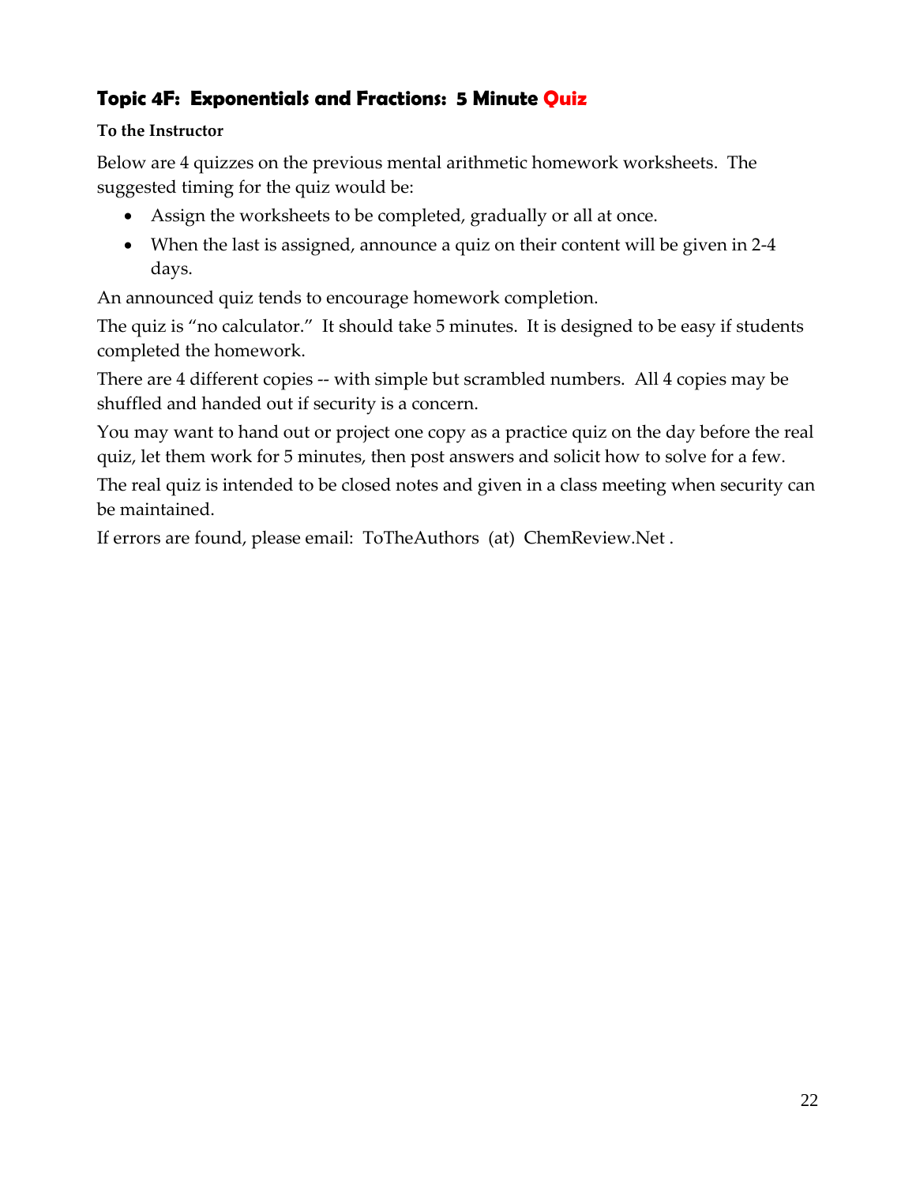## Topic 4F: Exponentials and Fractions: 5 Minute Quiz

**To the Instructor**

Below are 4 quizzes on the previous mental arithmetic homework worksheets. The suggested timing for the quiz would be:

- Assign the worksheets to be completed, gradually or all at once.
- When the last is assigned, announce a quiz on their content will be given in 2-4 days.

An announced quiz tends to encourage homework completion.

The quiz is "no calculator." It should take 5 minutes. It is designed to be easy if students completed the homework.

There are 4 different copies -- with simple but scrambled numbers. All 4 copies may be shuffled and handed out if security is a concern.

You may want to hand out or project one copy as a practice quiz on the day before the real quiz, let them work for 5 minutes, then post answers and solicit how to solve for a few.

The real quiz is intended to be closed notes and given in a class meeting when security can be maintained.

If errors are found, please email: ToTheAuthors (at) ChemReview.Net .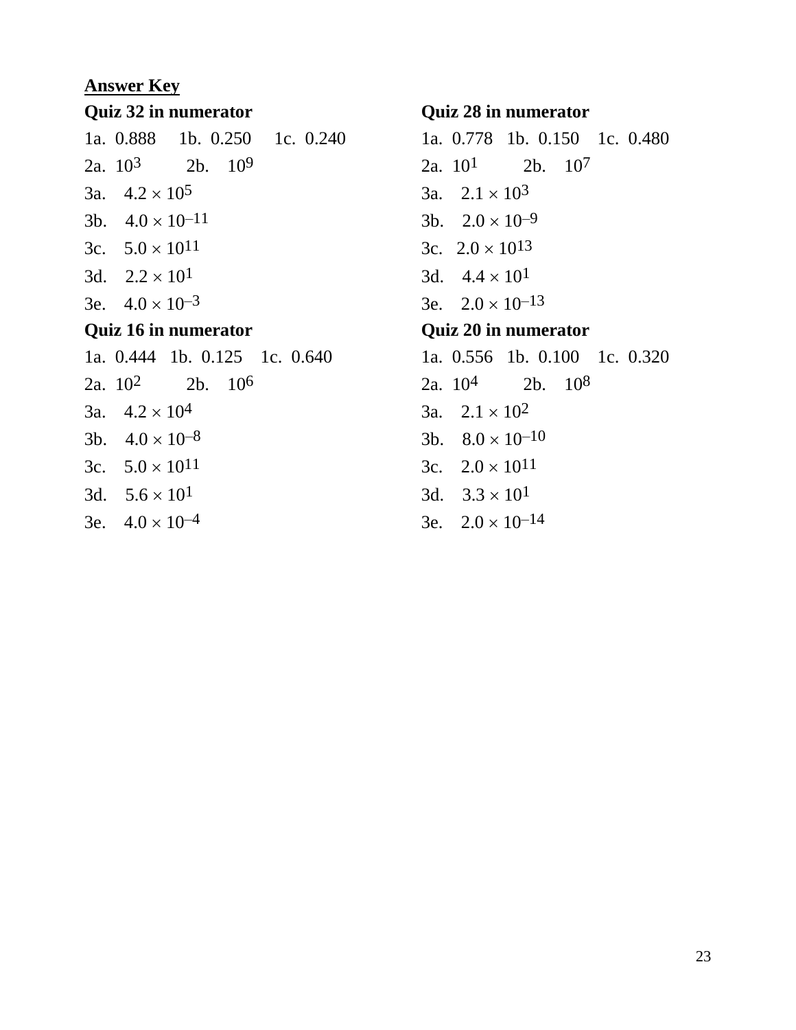**Answer Key**

**Quiz 32 in numerator**

1a. 0.888 1b. 0.250 1c. 0.240

2a. $10^{3}$ 2b. $10^{9}$

3a. $4.2 \times 10^{5}$

3b. $4.0 \times 10^{-11}$

3c. $5.0 \times 10^{11}$

3d. $2.2 \times 10^{1}$

3e. $4.0 \times 10^{-3}$

**Quiz 16 in numerator**

1a. 0.444 1b. 0.125 1c. 0.640

2a. $10^{2}$ 2b. $10^{6}$

3a. $4.2 \times 10^{4}$

3b. $4.0 \times 10^{-8}$

3c. $5.0 \times 10^{11}$

3d. $5.6 \times 10^{1}$

3e. $4.0 \times 10^{-4}$

**Quiz 28 in numerator**

1a. 0.778 1b. 0.150 1c. 0.480

2a. $10^{1}$ 2b. $10^{7}$

3a. $2.1 \times 10^{3}$

3b. $2.0 \times 10^{-9}$

3c. $2.0 \times 10^{13}$

3d. $4.4 \times 10^{1}$

3e. $2.0 \times 10^{-13}$

**Quiz 20 in numerator**

1a. 0.556 1b. 0.100 1c. 0.320

2a. $10^{4}$ 2b. $10^{8}$

3a. $2.1 \times 10^{2}$

3b. $8.0 \times 10^{-10}$

3c. $2.0 \times 10^{11}$

3d. $3.3 \times 10^{1}$

3e. $2.0 \times 10^{-14}$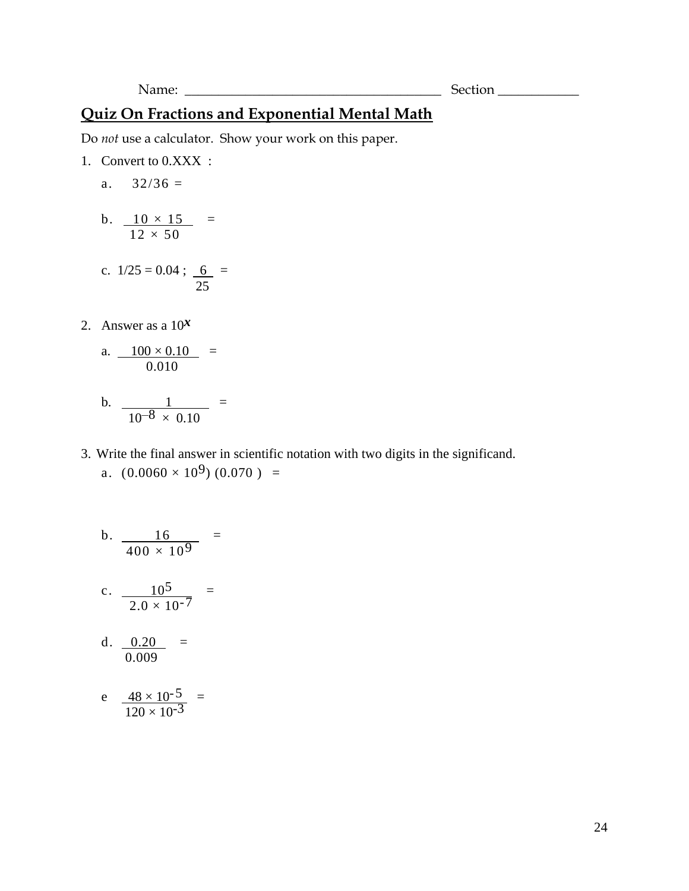Name: ______________________________________ Section ____________

## Quiz On Fractions and Exponential Mental Math

Do *not* use a calculator. Show your work on this paper.

1. Convert to 0.XXX :

   a. $32/36 =$

   b. $\dfrac{10 \times 15}{12 \times 50} =$

   c. $1/25 = 0.04$ ; $\dfrac{6}{25} =$

2. Answer as a $10^x$

   a. $\dfrac{100 \times 0.10}{0.010} =$

   b. $\dfrac{1}{10^{-8} \times 0.10} =$

3. Write the final answer in scientific notation with two digits in the significand.

   a. $(0.0060 \times 10^{9})\ (0.070\ ) =$

   b. $\dfrac{16}{400 \times 10^{9}} =$

   c. $\dfrac{10^{5}}{2.0 \times 10^{-7}} =$

   d. $\dfrac{0.20}{0.009} =$

   e $\dfrac{48 \times 10^{-5}}{120 \times 10^{-3}} =$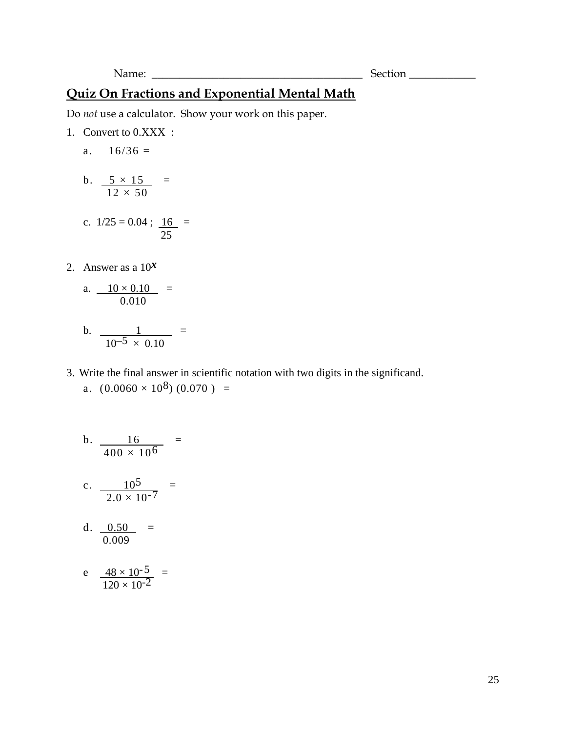Name: ______________________________________ Section ____________

## Quiz On Fractions and Exponential Mental Math

Do *not* use a calculator. Show your work on this paper.

1. Convert to 0.XXX :

   a. $16/36 =$

   b. $\dfrac{5 \times 15}{12 \times 50} =$

   c. $1/25 = 0.04$ ; $\dfrac{16}{25} =$

2. Answer as a $10^{x}$

   a. $\dfrac{10 \times 0.10}{0.010} =$

   b. $\dfrac{1}{10^{-5} \times 0.10} =$

3. Write the final answer in scientific notation with two digits in the significand.

   a. $(0.0060 \times 10^{8})\ (0.070\ ) =$

   b. $\dfrac{16}{400 \times 10^{6}} =$

   c. $\dfrac{10^{5}}{2.0 \times 10^{-7}} =$

   d. $\dfrac{0.50}{0.009} =$

   e $\dfrac{48 \times 10^{-5}}{120 \times 10^{-2}} =$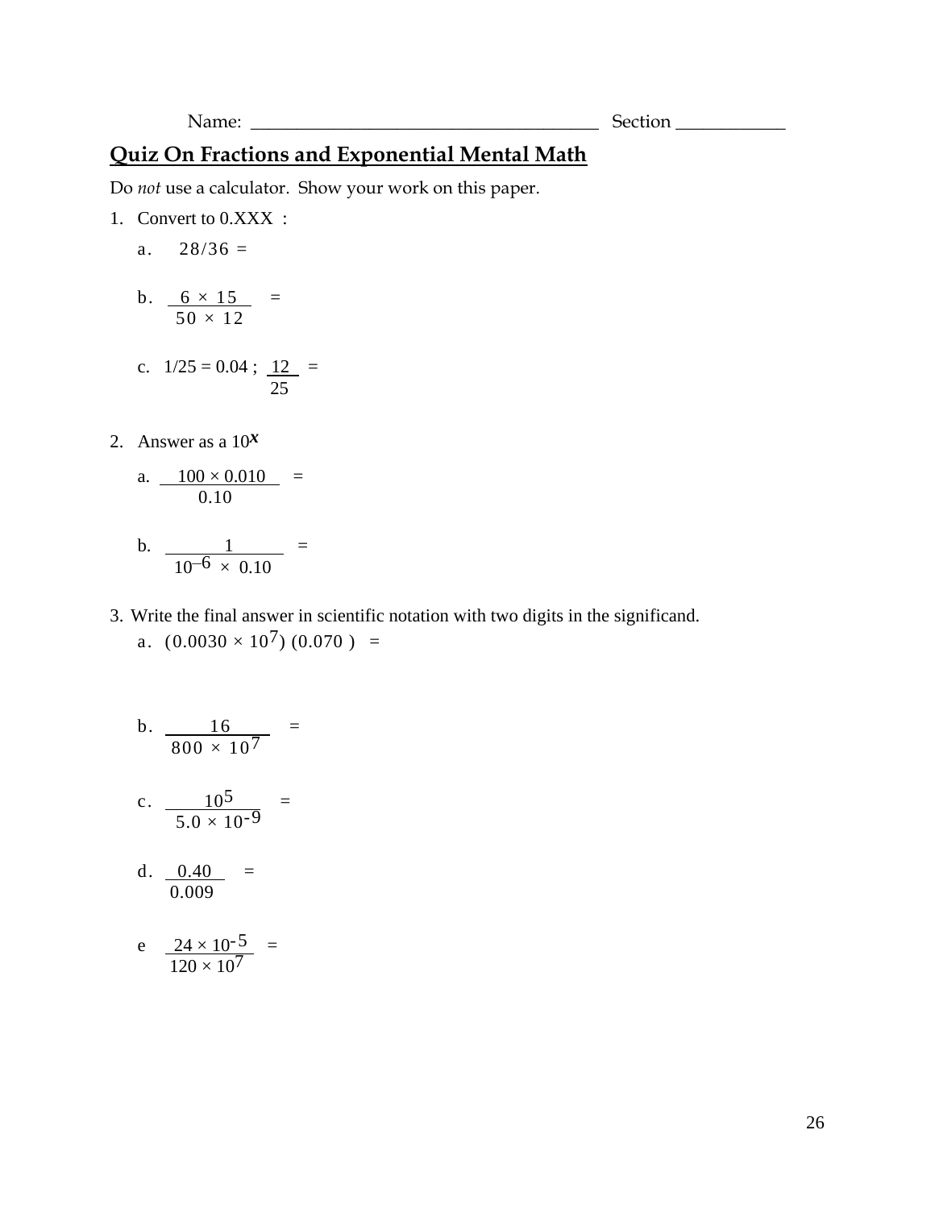Name: ______________________________________ Section ____________

## Quiz On Fractions and Exponential Mental Math

Do *not* use a calculator. Show your work on this paper.

1. Convert to 0.XXX :

   a. 28/36 =

   b. $\dfrac{6 \times 15}{50 \times 12}$ =

   c. 1/25 = 0.04 ; $\dfrac{12}{25}$ =

2. Answer as a $10^x$

   a. $\dfrac{100 \times 0.010}{0.10}$ =

   b. $\dfrac{1}{10^{-6} \times 0.10}$ =

3. Write the final answer in scientific notation with two digits in the significand.

   a. $(0.0030 \times 10^7)\ (0.070\ )$ =

   b. $\dfrac{16}{800 \times 10^7}$ =

   c. $\dfrac{10^5}{5.0 \times 10^{-9}}$ =

   d. $\dfrac{0.40}{0.009}$ =

   e $\dfrac{24 \times 10^{-5}}{120 \times 10^7}$ =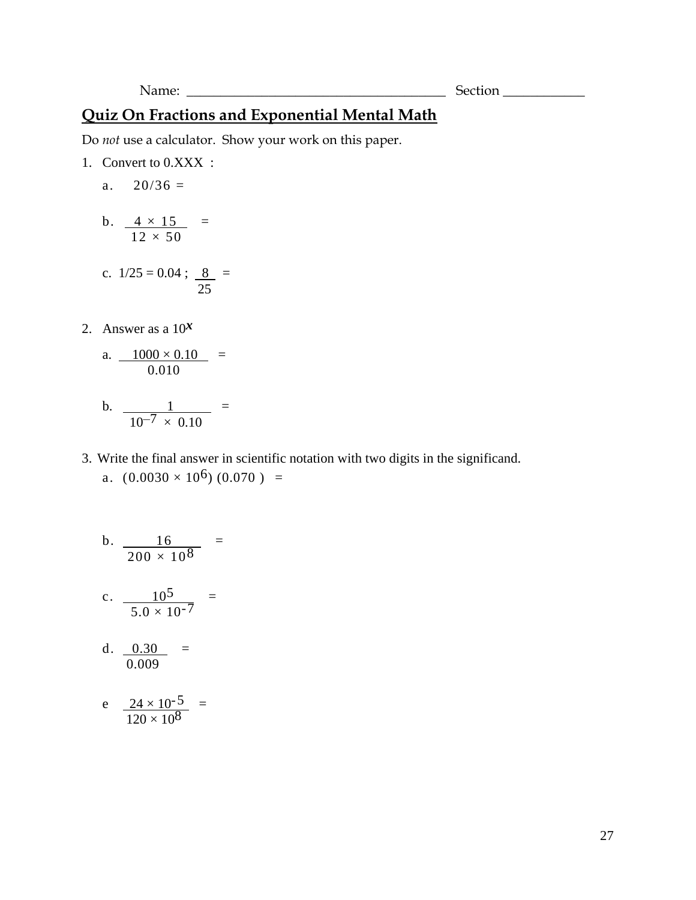Name: ______________________________________ Section ____________

## Quiz On Fractions and Exponential Mental Math

Do *not* use a calculator. Show your work on this paper.

1. Convert to 0.XXX :

   a. 20/36 =

   b. $\dfrac{4 \times 15}{12 \times 50}$ =

   c. 1/25 = 0.04 ; $\dfrac{8}{25}$ =

2. Answer as a $10^{x}$

   a. $\dfrac{1000 \times 0.10}{0.010}$ =

   b. $\dfrac{1}{10^{-7} \times 0.10}$ =

3. Write the final answer in scientific notation with two digits in the significand.

   a. $(0.0030 \times 10^{6})\ (0.070\ )$ =

   b. $\dfrac{16}{200 \times 10^{8}}$ =

   c. $\dfrac{10^{5}}{5.0 \times 10^{-7}}$ =

   d. $\dfrac{0.30}{0.009}$ =

   e $\dfrac{24 \times 10^{-5}}{120 \times 10^{8}}$ =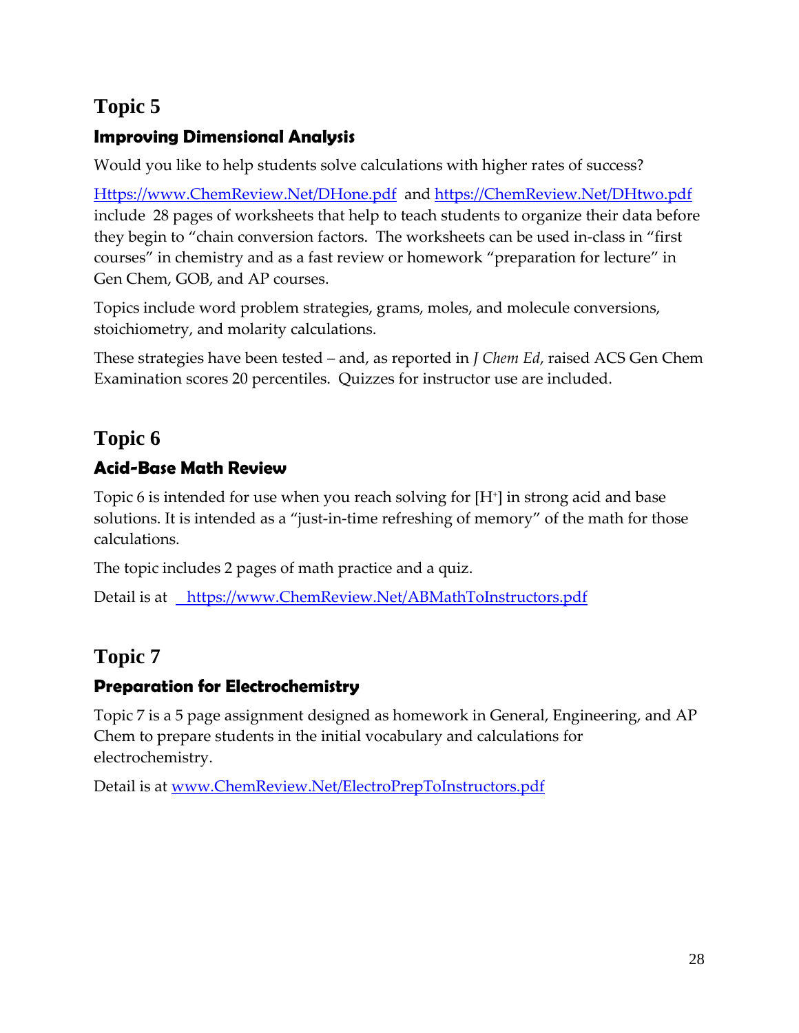# Topic 5

## Improving Dimensional Analysis

Would you like to help students solve calculations with higher rates of success?

Https://www.ChemReview.Net/DHone.pdf and https://ChemReview.Net/DHtwo.pdf include 28 pages of worksheets that help to teach students to organize their data before they begin to "chain conversion factors. The worksheets can be used in-class in "first courses" in chemistry and as a fast review or homework "preparation for lecture" in Gen Chem, GOB, and AP courses.

Topics include word problem strategies, grams, moles, and molecule conversions, stoichiometry, and molarity calculations.

These strategies have been tested – and, as reported in *J Chem Ed*, raised ACS Gen Chem Examination scores 20 percentiles. Quizzes for instructor use are included.

# Topic 6

## Acid-Base Math Review

Topic 6 is intended for use when you reach solving for $[H^+]$ in strong acid and base solutions. It is intended as a "just-in-time refreshing of memory" of the math for those calculations.

The topic includes 2 pages of math practice and a quiz.

Detail is at https://www.ChemReview.Net/ABMathToInstructors.pdf

# Topic 7

## Preparation for Electrochemistry

Topic 7 is a 5 page assignment designed as homework in General, Engineering, and AP Chem to prepare students in the initial vocabulary and calculations for electrochemistry.

Detail is at www.ChemReview.Net/ElectroPrepToInstructors.pdf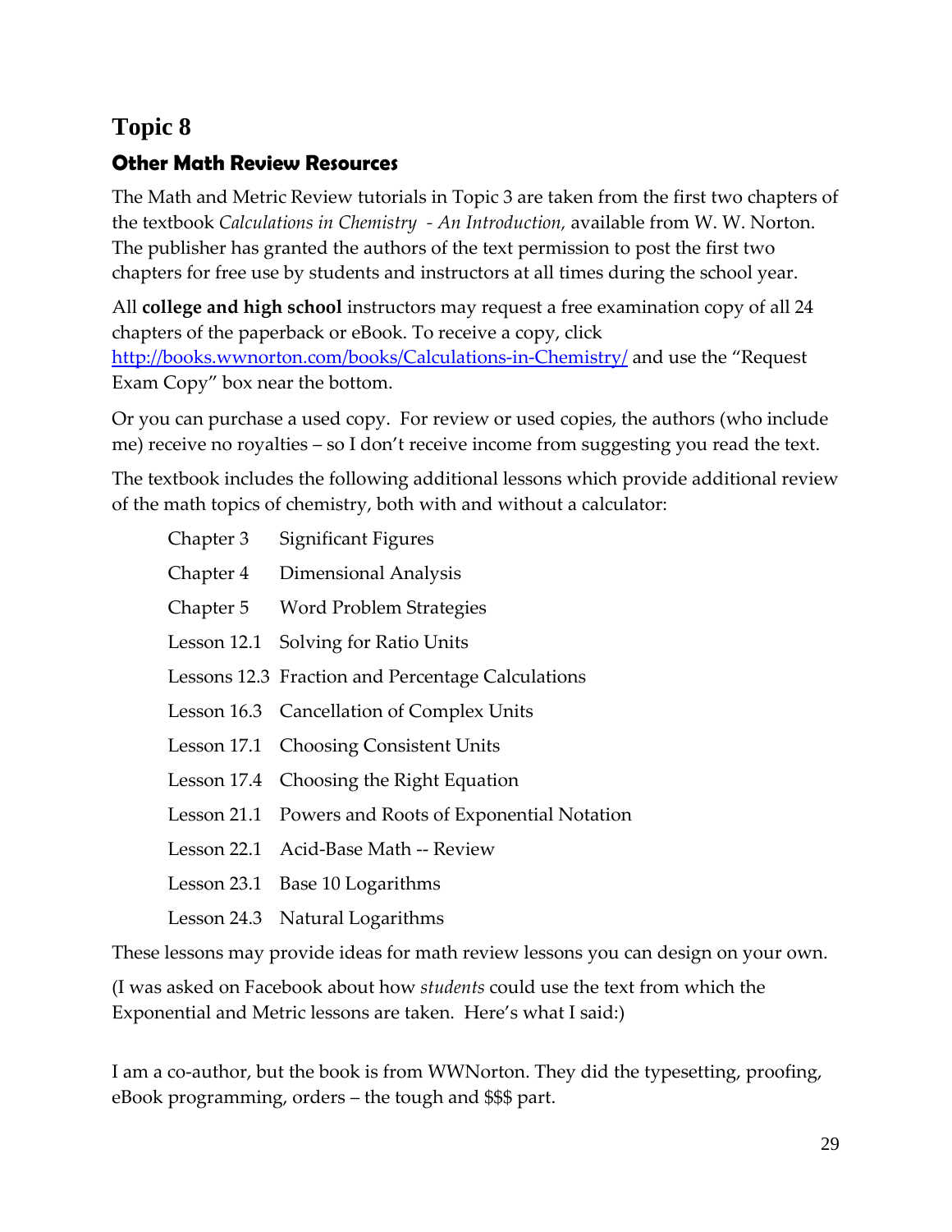# Topic 8

## Other Math Review Resources

The Math and Metric Review tutorials in Topic 3 are taken from the first two chapters of the textbook *Calculations in Chemistry - An Introduction,* available from W. W. Norton. The publisher has granted the authors of the text permission to post the first two chapters for free use by students and instructors at all times during the school year.

All **college and high school** instructors may request a free examination copy of all 24 chapters of the paperback or eBook. To receive a copy, click [http://books.wwnorton.com/books/Calculations-in-Chemistry/](http://books.wwnorton.com/books/Calculations-in-Chemistry/) and use the "Request Exam Copy" box near the bottom.

Or you can purchase a used copy. For review or used copies, the authors (who include me) receive no royalties – so I don't receive income from suggesting you read the text.

The textbook includes the following additional lessons which provide additional review of the math topics of chemistry, both with and without a calculator:

- Chapter 3 Significant Figures
- Chapter 4 Dimensional Analysis
- Chapter 5 Word Problem Strategies
- Lesson 12.1 Solving for Ratio Units
- Lessons 12.3 Fraction and Percentage Calculations
- Lesson 16.3 Cancellation of Complex Units
- Lesson 17.1 Choosing Consistent Units
- Lesson 17.4 Choosing the Right Equation
- Lesson 21.1 Powers and Roots of Exponential Notation
- Lesson 22.1 Acid-Base Math -- Review
- Lesson 23.1 Base 10 Logarithms
- Lesson 24.3 Natural Logarithms

These lessons may provide ideas for math review lessons you can design on your own.

(I was asked on Facebook about how *students* could use the text from which the Exponential and Metric lessons are taken. Here's what I said:)

I am a co-author, but the book is from WWNorton. They did the typesetting, proofing, eBook programming, orders – the tough and $$$ part.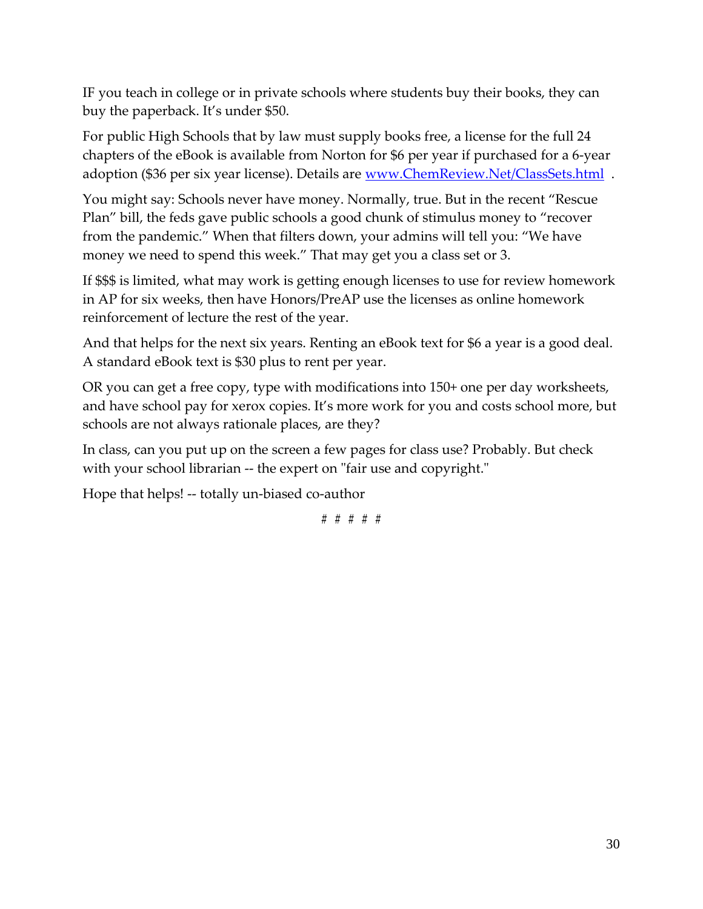IF you teach in college or in private schools where students buy their books, they can buy the paperback. It's under $50.

For public High Schools that by law must supply books free, a license for the full 24 chapters of the eBook is available from Norton for $6 per year if purchased for a 6-year adoption ($36 per six year license). Details are [www.ChemReview.Net/ClassSets.html](www.ChemReview.Net/ClassSets.html) .

You might say: Schools never have money. Normally, true. But in the recent "Rescue Plan" bill, the feds gave public schools a good chunk of stimulus money to "recover from the pandemic." When that filters down, your admins will tell you: "We have money we need to spend this week." That may get you a class set or 3.

If $$$ is limited, what may work is getting enough licenses to use for review homework in AP for six weeks, then have Honors/PreAP use the licenses as online homework reinforcement of lecture the rest of the year.

And that helps for the next six years. Renting an eBook text for $6 a year is a good deal. A standard eBook text is $30 plus to rent per year.

OR you can get a free copy, type with modifications into 150+ one per day worksheets, and have school pay for xerox copies. It's more work for you and costs school more, but schools are not always rationale places, are they?

In class, can you put up on the screen a few pages for class use? Probably. But check with your school librarian -- the expert on "fair use and copyright."

Hope that helps! -- totally un-biased co-author

# # # # #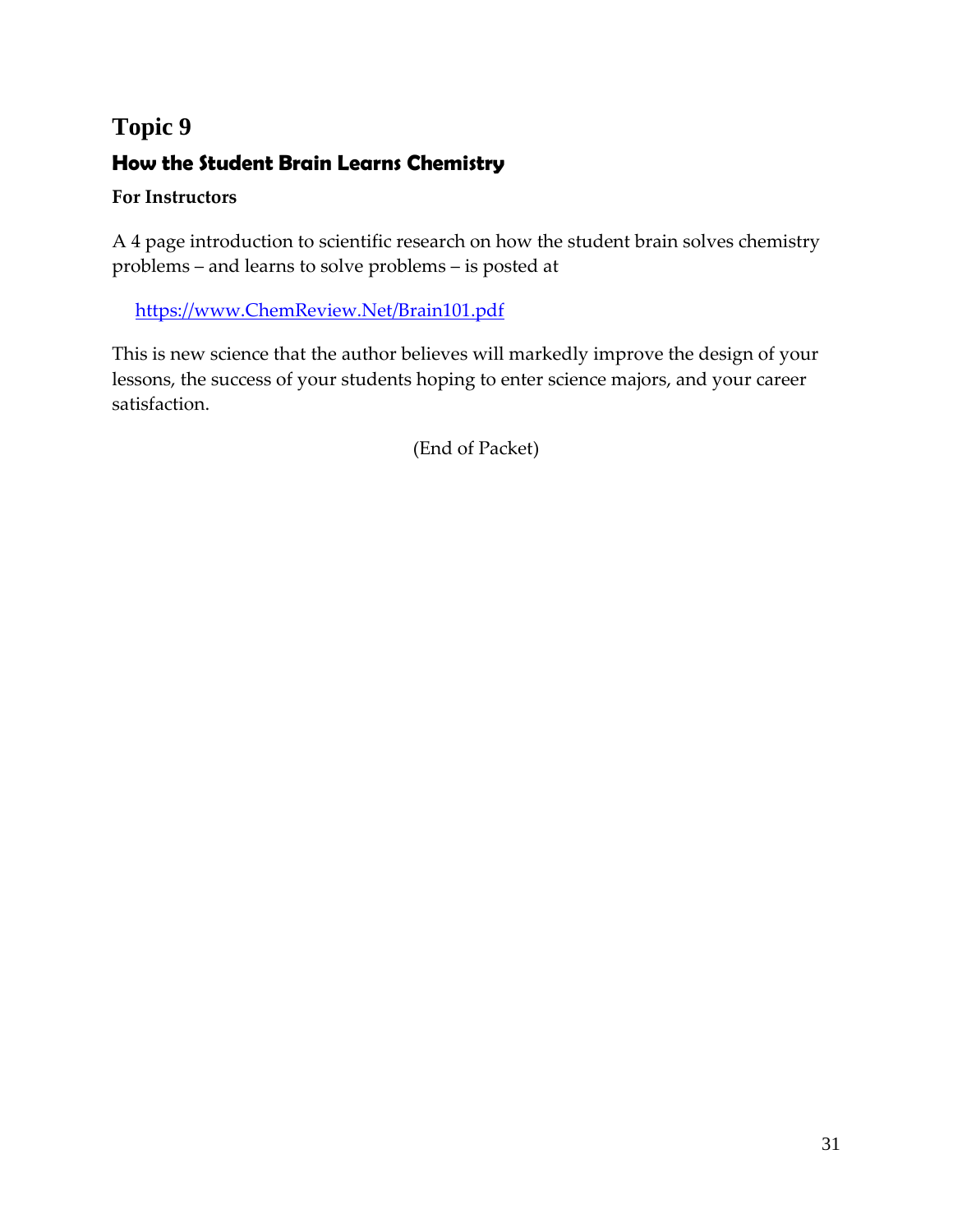# Topic 9

## How the Student Brain Learns Chemistry

**For Instructors**

A 4 page introduction to scientific research on how the student brain solves chemistry problems – and learns to solve problems – is posted at

https://www.ChemReview.Net/Brain101.pdf

This is new science that the author believes will markedly improve the design of your lessons, the success of your students hoping to enter science majors, and your career satisfaction.

(End of Packet)